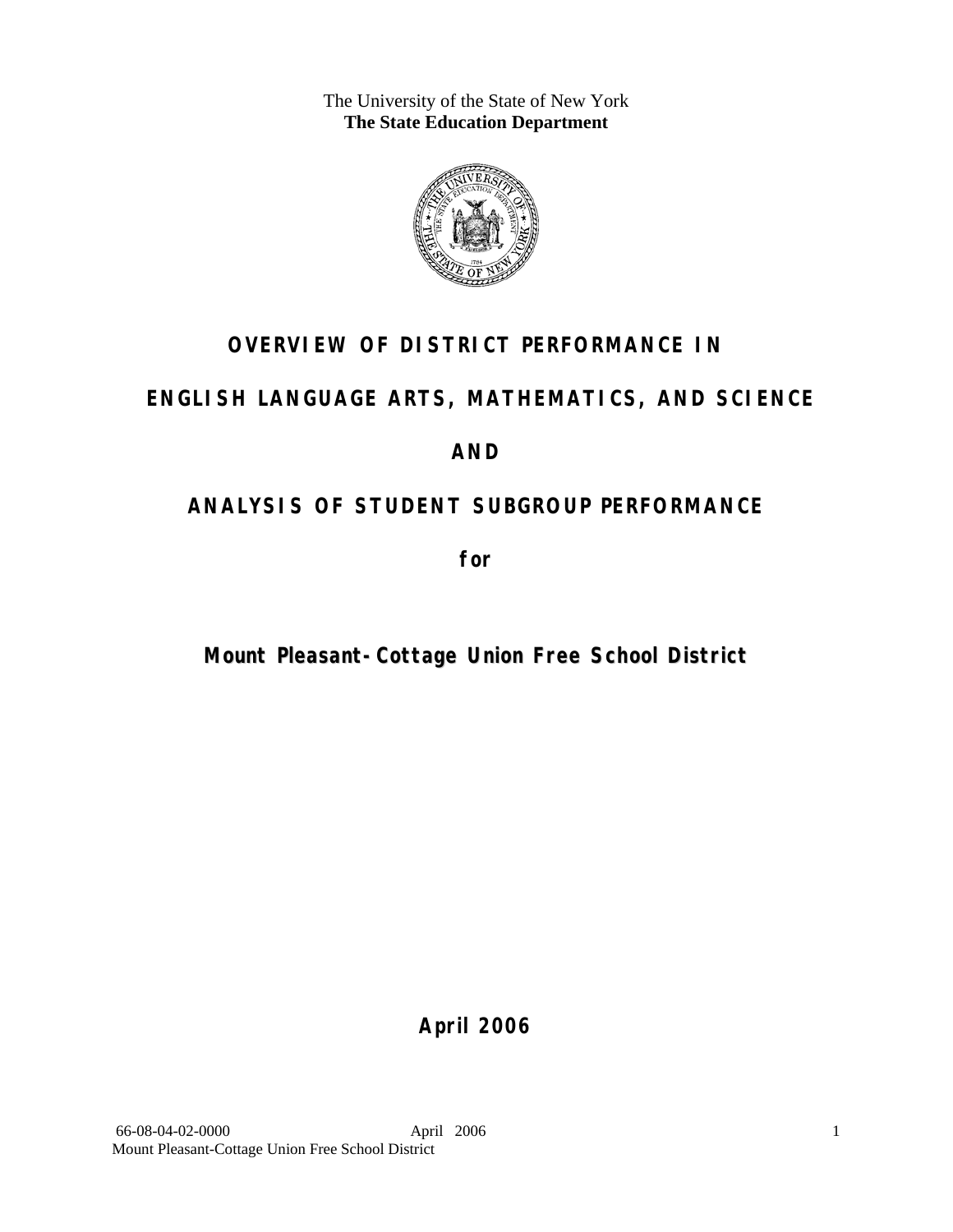The University of the State of New York
**The State Education Department**

# OVERVIEW OF DISTRICT PERFORMANCE IN

# ENGLISH LANGUAGE ARTS, MATHEMATICS, AND SCIENCE

# AND

# ANALYSIS OF STUDENT SUBGROUP PERFORMANCE

**for**

## Mount Pleasant-Cottage Union Free School District

**April 2006**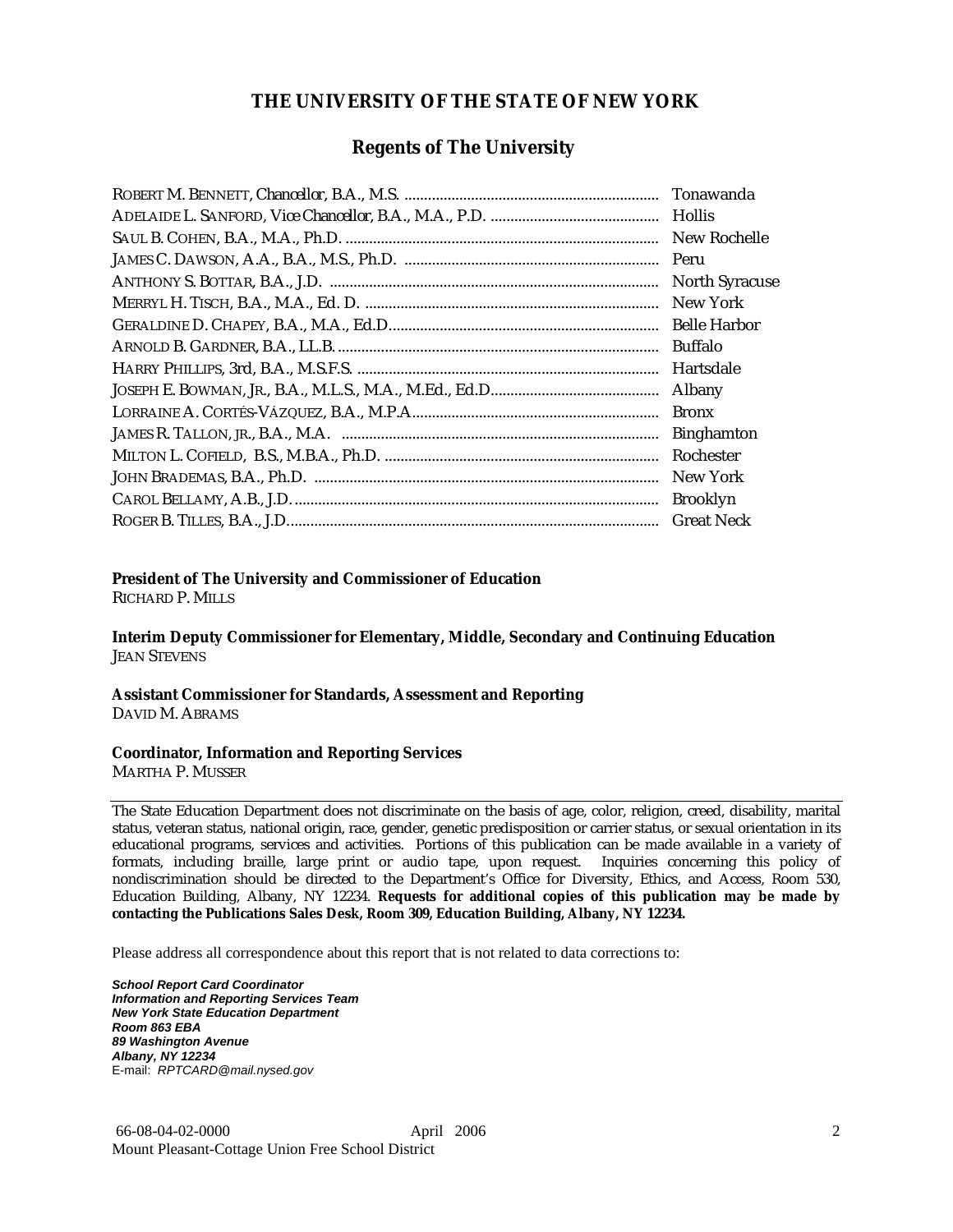# THE UNIVERSITY OF THE STATE OF NEW YORK

## Regents of The University

| | |
|---|---|
| ROBERT M. BENNETT, *Chancellor*, B.A., M.S. | Tonawanda |
| ADELAIDE L. SANFORD, *Vice Chancellor*, B.A., M.A., P.D. | Hollis |
| SAUL B. COHEN, B.A., M.A., Ph.D. | New Rochelle |
| JAMES C. DAWSON, A.A., B.A., M.S., Ph.D. | Peru |
| ANTHONY S. BOTTAR, B.A., J.D. | North Syracuse |
| MERRYL H. TISCH, B.A., M.A., Ed. D. | New York |
| GERALDINE D. CHAPEY, B.A., M.A., Ed.D. | Belle Harbor |
| ARNOLD B. GARDNER, B.A., LL.B. | Buffalo |
| HARRY PHILLIPS, 3rd, B.A., M.S.F.S. | Hartsdale |
| JOSEPH E. BOWMAN, JR., B.A., M.L.S., M.A., M.Ed., Ed.D. | Albany |
| LORRAINE A. CORTÉS-VÁZQUEZ, B.A., M.P.A. | Bronx |
| JAMES R. TALLON, JR., B.A., M.A. | Binghamton |
| MILTON L. COFIELD, B.S., M.B.A., Ph.D. | Rochester |
| JOHN BRADEMAS, B.A., Ph.D. | New York |
| CAROL BELLAMY, A.B., J.D. | Brooklyn |
| ROGER B. TILLES, B.A., J.D. | Great Neck |

**President of The University and Commissioner of Education**
RICHARD P. MILLS

**Interim Deputy Commissioner for Elementary, Middle, Secondary and Continuing Education**
JEAN STEVENS

**Assistant Commissioner for Standards, Assessment and Reporting**
DAVID M. ABRAMS

**Coordinator, Information and Reporting Services**
MARTHA P. MUSSER

---

The State Education Department does not discriminate on the basis of age, color, religion, creed, disability, marital status, veteran status, national origin, race, gender, genetic predisposition or carrier status, or sexual orientation in its educational programs, services and activities. Portions of this publication can be made available in a variety of formats, including braille, large print or audio tape, upon request. Inquiries concerning this policy of nondiscrimination should be directed to the Department's Office for Diversity, Ethics, and Access, Room 530, Education Building, Albany, NY 12234. **Requests for additional copies of this publication may be made by contacting the Publications Sales Desk, Room 309, Education Building, Albany, NY 12234.**

Please address all correspondence about this report that is not related to data corrections to:

***School Report Card Coordinator***
***Information and Reporting Services Team***
***New York State Education Department***
***Room 863 EBA***
***89 Washington Avenue***
***Albany, NY 12234***
E-mail: *RPTCARD@mail.nysed.gov*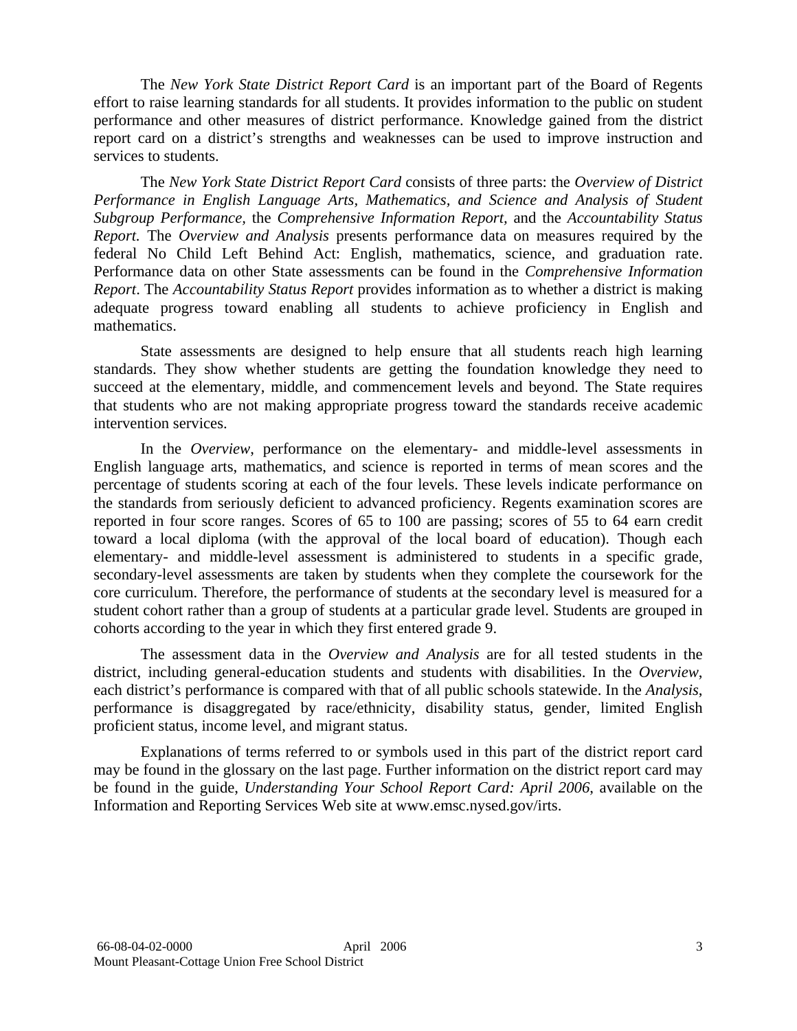The *New York State District Report Card* is an important part of the Board of Regents effort to raise learning standards for all students. It provides information to the public on student performance and other measures of district performance. Knowledge gained from the district report card on a district's strengths and weaknesses can be used to improve instruction and services to students.

The *New York State District Report Card* consists of three parts: the *Overview of District Performance in English Language Arts, Mathematics, and Science and Analysis of Student Subgroup Performance,* the *Comprehensive Information Report,* and the *Accountability Status Report.* The *Overview and Analysis* presents performance data on measures required by the federal No Child Left Behind Act: English, mathematics, science, and graduation rate. Performance data on other State assessments can be found in the *Comprehensive Information Report*. The *Accountability Status Report* provides information as to whether a district is making adequate progress toward enabling all students to achieve proficiency in English and mathematics.

State assessments are designed to help ensure that all students reach high learning standards. They show whether students are getting the foundation knowledge they need to succeed at the elementary, middle, and commencement levels and beyond. The State requires that students who are not making appropriate progress toward the standards receive academic intervention services.

In the *Overview*, performance on the elementary- and middle-level assessments in English language arts, mathematics, and science is reported in terms of mean scores and the percentage of students scoring at each of the four levels. These levels indicate performance on the standards from seriously deficient to advanced proficiency. Regents examination scores are reported in four score ranges. Scores of 65 to 100 are passing; scores of 55 to 64 earn credit toward a local diploma (with the approval of the local board of education). Though each elementary- and middle-level assessment is administered to students in a specific grade, secondary-level assessments are taken by students when they complete the coursework for the core curriculum. Therefore, the performance of students at the secondary level is measured for a student cohort rather than a group of students at a particular grade level. Students are grouped in cohorts according to the year in which they first entered grade 9.

The assessment data in the *Overview and Analysis* are for all tested students in the district, including general-education students and students with disabilities. In the *Overview*, each district's performance is compared with that of all public schools statewide. In the *Analysis*, performance is disaggregated by race/ethnicity, disability status, gender, limited English proficient status, income level, and migrant status.

Explanations of terms referred to or symbols used in this part of the district report card may be found in the glossary on the last page. Further information on the district report card may be found in the guide, *Understanding Your School Report Card: April 2006*, available on the Information and Reporting Services Web site at www.emsc.nysed.gov/irts.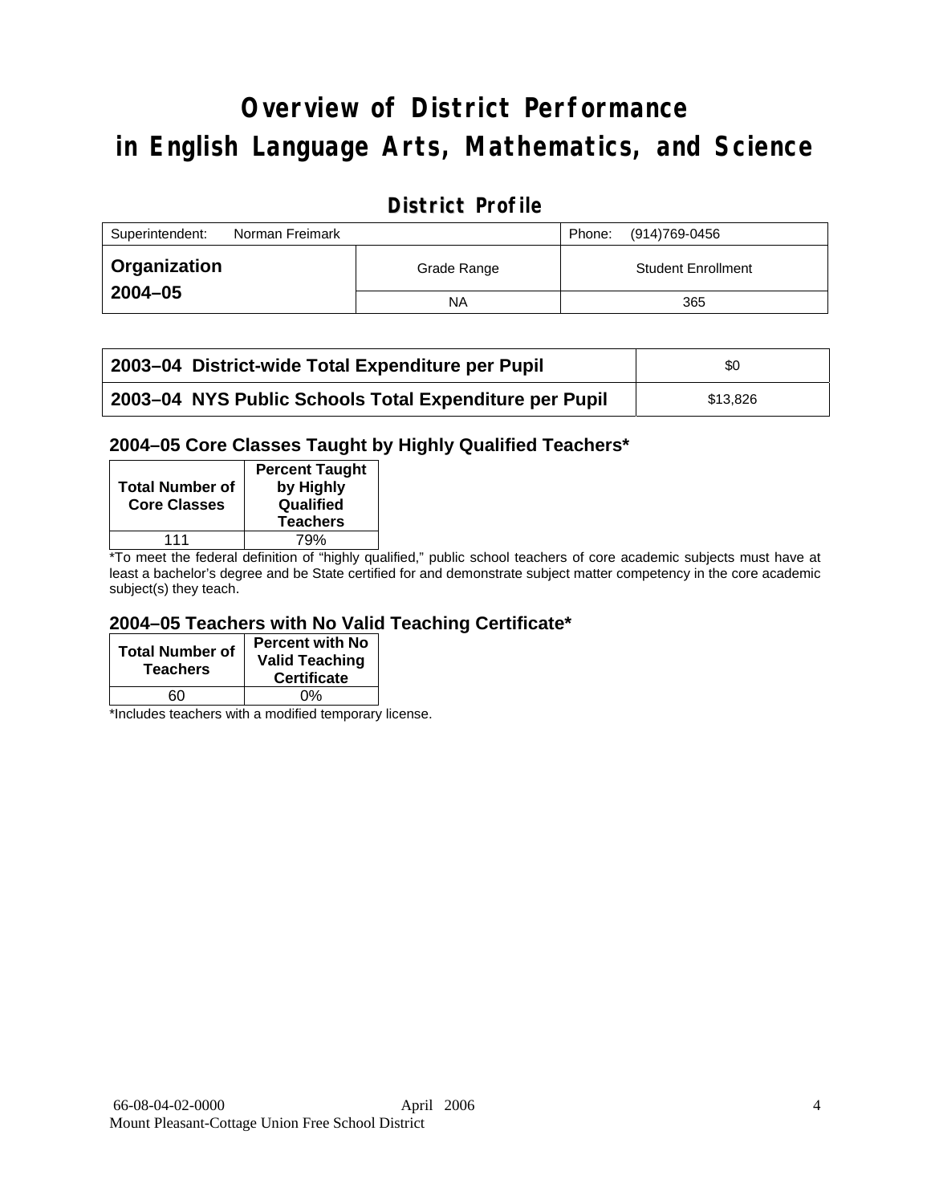# Overview of District Performance in English Language Arts, Mathematics, and Science

## District Profile

| Superintendent: Norman Freimark | | Phone: (914)769-0456 |
|---|---|---|
| **Organization 2004–05** | Grade Range | Student Enrollment |
| | NA | 365 |

| | |
|---|---|
| **2003–04 District-wide Total Expenditure per Pupil** | $0 |
| **2003–04 NYS Public Schools Total Expenditure per Pupil** | $13,826 |

### 2004–05 Core Classes Taught by Highly Qualified Teachers*

| Total Number of Core Classes | Percent Taught by Highly Qualified Teachers |
|---|---|
| 111 | 79% |

*To meet the federal definition of "highly qualified," public school teachers of core academic subjects must have at least a bachelor's degree and be State certified for and demonstrate subject matter competency in the core academic subject(s) they teach.

### 2004–05 Teachers with No Valid Teaching Certificate*

| Total Number of Teachers | Percent with No Valid Teaching Certificate |
|---|---|
| 60 | 0% |

*Includes teachers with a modified temporary license.

66-08-04-02-0000 April 2006
Mount Pleasant-Cottage Union Free School District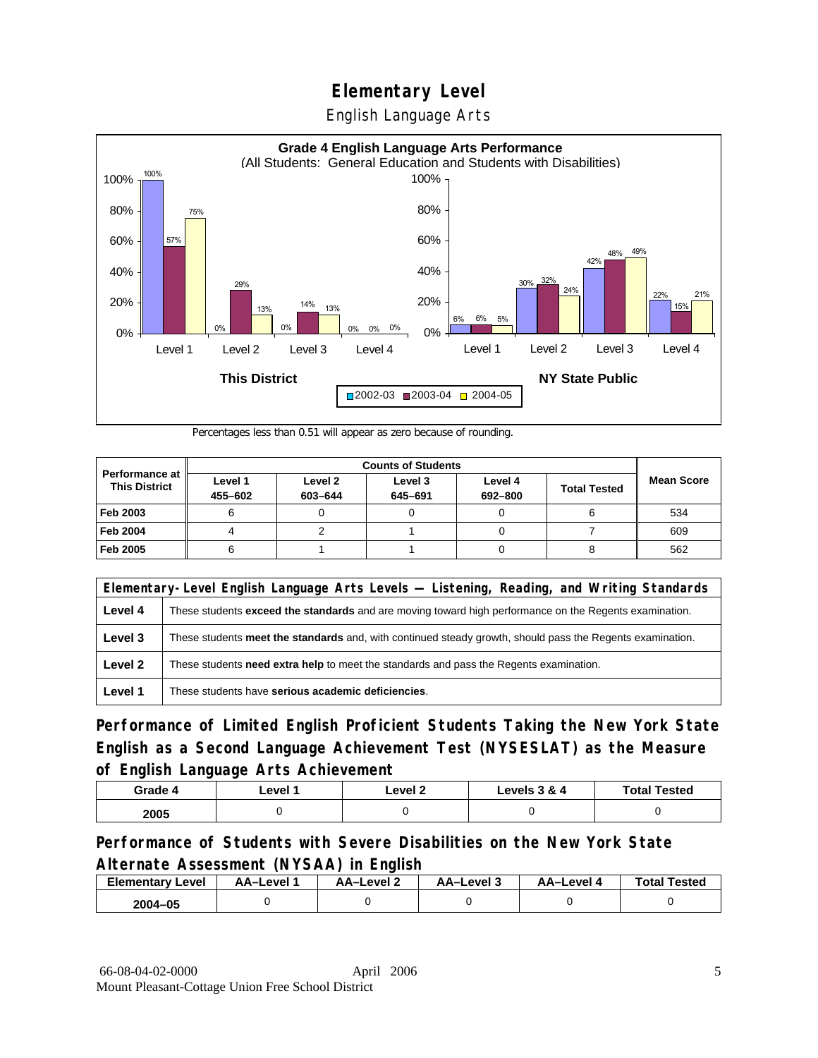# Elementary Level

English Language Arts

**Grade 4 English Language Arts Performance**
(All Students: General Education and Students with Disabilities)

| | This District 2002-03 | This District 2003-04 | This District 2004-05 | NY State Public 2002-03 | NY State Public 2003-04 | NY State Public 2004-05 |
|---|---|---|---|---|---|---|
| Level 1 | 100% | 57% | 75% | 6% | 6% | 5% |
| Level 2 | 0% | 29% | 13% | 30% | 32% | 24% |
| Level 3 | 0% | 14% | 13% | 42% | 48% | 49% |
| Level 4 | 0% | 0% | 0% | 22% | 15% | 21% |

Percentages less than 0.51 will appear as zero because of rounding.

| Performance at This District | Counts of Students | | | | | Mean Score |
|---|---|---|---|---|---|---|
| | Level 1 455–602 | Level 2 603–644 | Level 3 645–691 | Level 4 692–800 | Total Tested | |
| Feb 2003 | 6 | 0 | 0 | 0 | 6 | 534 |
| Feb 2004 | 4 | 2 | 1 | 0 | 7 | 609 |
| Feb 2005 | 6 | 1 | 1 | 0 | 8 | 562 |

| Elementary-Level English Language Arts Levels — Listening, Reading, and Writing Standards | |
|---|---|
| Level 4 | These students **exceed the standards** and are moving toward high performance on the Regents examination. |
| Level 3 | These students **meet the standards** and, with continued steady growth, should pass the Regents examination. |
| Level 2 | These students **need extra help** to meet the standards and pass the Regents examination. |
| Level 1 | These students have **serious academic deficiencies**. |

## Performance of Limited English Proficient Students Taking the New York State English as a Second Language Achievement Test (NYSESLAT) as the Measure of English Language Arts Achievement

| Grade 4 | Level 1 | Level 2 | Levels 3 & 4 | Total Tested |
|---|---|---|---|---|
| 2005 | 0 | 0 | 0 | 0 |

## Performance of Students with Severe Disabilities on the New York State Alternate Assessment (NYSAA) in English

| Elementary Level | AA–Level 1 | AA–Level 2 | AA–Level 3 | AA–Level 4 | Total Tested |
|---|---|---|---|---|---|
| 2004–05 | 0 | 0 | 0 | 0 | 0 |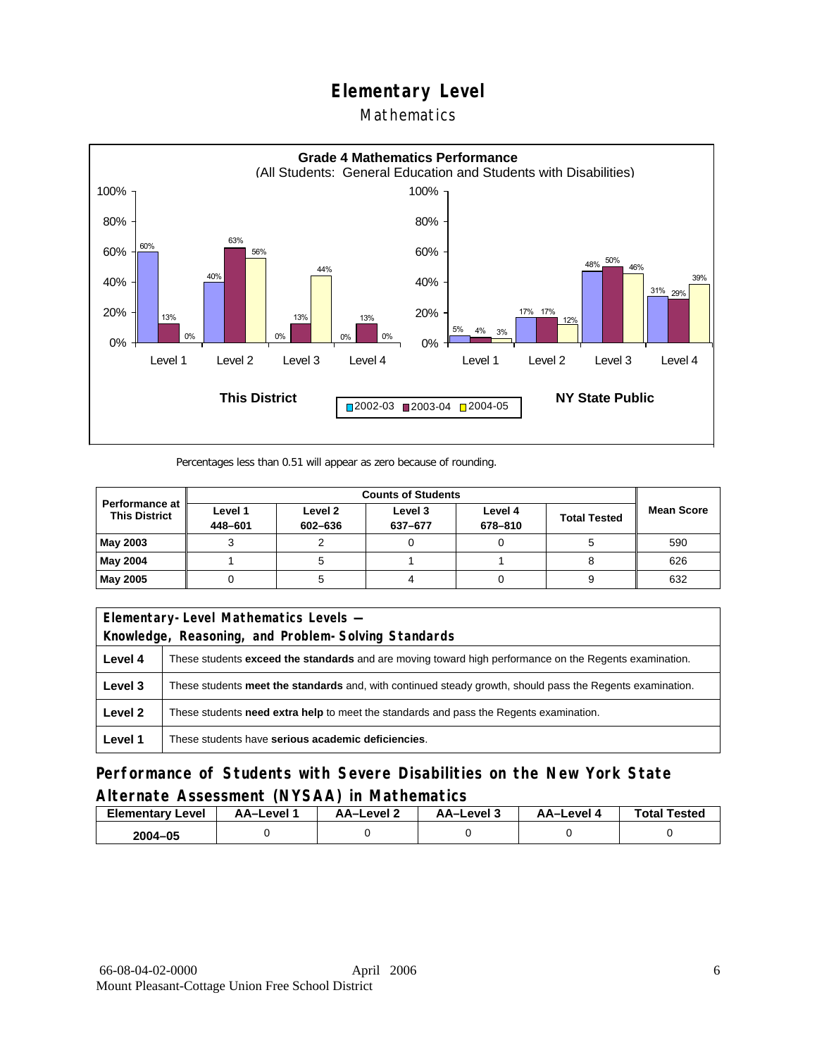# Elementary Level

## Mathematics

**Grade 4 Mathematics Performance**
(All Students: General Education and Students with Disabilities)

| | This District 2002-03 | This District 2003-04 | This District 2004-05 | NY State Public 2002-03 | NY State Public 2003-04 | NY State Public 2004-05 |
|---|---|---|---|---|---|---|
| Level 1 | 60% | 13% | 0% | 5% | 4% | 3% |
| Level 2 | 40% | 63% | 56% | 17% | 17% | 12% |
| Level 3 | 0% | 13% | 44% | 48% | 50% | 46% |
| Level 4 | 0% | 13% | 0% | 31% | 29% | 39% |

Percentages less than 0.51 will appear as zero because of rounding.

| Performance at This District | Counts of Students | | | | | Mean Score |
|---|---|---|---|---|---|---|
| | Level 1 448–601 | Level 2 602–636 | Level 3 637–677 | Level 4 678–810 | Total Tested | |
| **May 2003** | 3 | 2 | 0 | 0 | 5 | 590 |
| **May 2004** | 1 | 5 | 1 | 1 | 8 | 626 |
| **May 2005** | 0 | 5 | 4 | 0 | 9 | 632 |

| Elementary-Level Mathematics Levels — Knowledge, Reasoning, and Problem-Solving Standards | |
|---|---|
| **Level 4** | These students **exceed the standards** and are moving toward high performance on the Regents examination. |
| **Level 3** | These students **meet the standards** and, with continued steady growth, should pass the Regents examination. |
| **Level 2** | These students **need extra help** to meet the standards and pass the Regents examination. |
| **Level 1** | These students have **serious academic deficiencies**. |

## Performance of Students with Severe Disabilities on the New York State Alternate Assessment (NYSAA) in Mathematics

| Elementary Level | AA–Level 1 | AA–Level 2 | AA–Level 3 | AA–Level 4 | Total Tested |
|---|---|---|---|---|---|
| **2004–05** | 0 | 0 | 0 | 0 | 0 |

66-08-04-02-0000 April 2006
Mount Pleasant-Cottage Union Free School District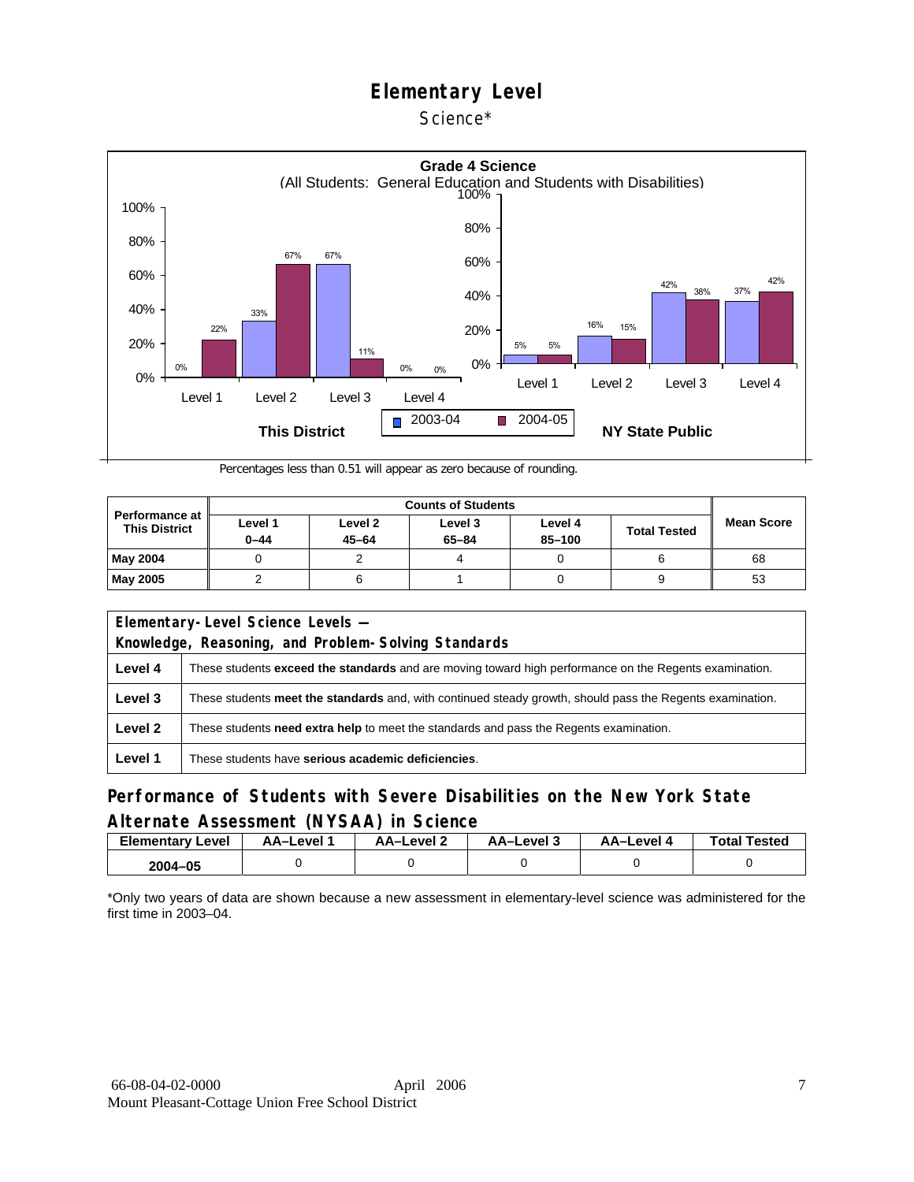# Elementary Level

Science*

**Grade 4 Science**
(All Students: General Education and Students with Disabilities)

| This District | 2003-04 | 2004-05 |
|---|---|---|
| Level 1 | 0% | 22% |
| Level 2 | 33% | 67% |
| Level 3 | 67% | 11% |
| Level 4 | 0% | 0% |

| NY State Public | 2003-04 | 2004-05 |
|---|---|---|
| Level 1 | 5% | 5% |
| Level 2 | 16% | 15% |
| Level 3 | 42% | 38% |
| Level 4 | 37% | 42% |

Percentages less than 0.51 will appear as zero because of rounding.

| Performance at This District | Counts of Students | | | | | Mean Score |
|---|---|---|---|---|---|---|
| | Level 1 0–44 | Level 2 45–64 | Level 3 65–84 | Level 4 85–100 | Total Tested | |
| May 2004 | 0 | 2 | 4 | 0 | 6 | 68 |
| May 2005 | 2 | 6 | 1 | 0 | 9 | 53 |

| Elementary-Level Science Levels — Knowledge, Reasoning, and Problem-Solving Standards | |
|---|---|
| Level 4 | These students **exceed the standards** and are moving toward high performance on the Regents examination. |
| Level 3 | These students **meet the standards** and, with continued steady growth, should pass the Regents examination. |
| Level 2 | These students **need extra help** to meet the standards and pass the Regents examination. |
| Level 1 | These students have **serious academic deficiencies**. |

## Performance of Students with Severe Disabilities on the New York State Alternate Assessment (NYSAA) in Science

| Elementary Level | AA–Level 1 | AA–Level 2 | AA–Level 3 | AA–Level 4 | Total Tested |
|---|---|---|---|---|---|
| 2004–05 | 0 | 0 | 0 | 0 | 0 |

*Only two years of data are shown because a new assessment in elementary-level science was administered for the first time in 2003–04.

66-08-04-02-0000 April 2006
Mount Pleasant-Cottage Union Free School District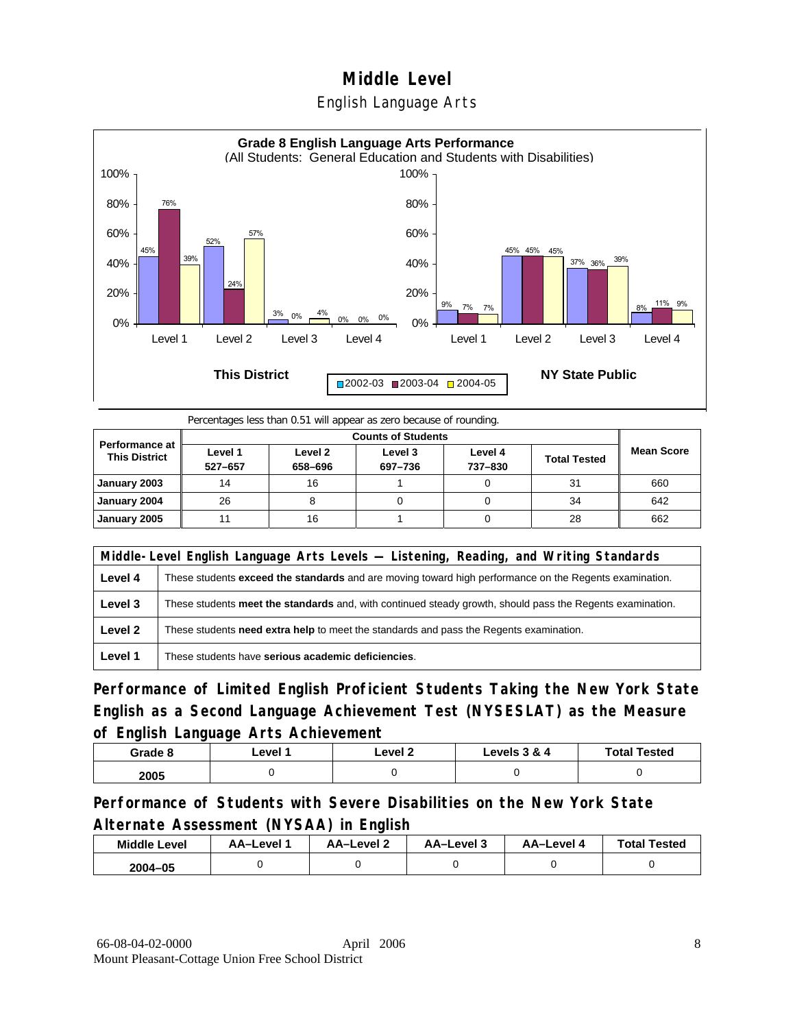# Middle Level

## English Language Arts

**Grade 8 English Language Arts Performance**
(All Students: General Education and Students with Disabilities)

| This District | 2002-03 | 2003-04 | 2004-05 |
|---|---|---|---|
| Level 1 | 45% | 76% | 39% |
| Level 2 | 52% | 24% | 57% |
| Level 3 | 3% | 0% | 4% |
| Level 4 | 0% | 0% | 0% |

| NY State Public | 2002-03 | 2003-04 | 2004-05 |
|---|---|---|---|
| Level 1 | 9% | 7% | 7% |
| Level 2 | 45% | 45% | 45% |
| Level 3 | 37% | 36% | 39% |
| Level 4 | 8% | 11% | 9% |

Percentages less than 0.51 will appear as zero because of rounding.

| Performance at This District | Counts of Students | | | | | Mean Score |
|---|---|---|---|---|---|---|
| | Level 1 527–657 | Level 2 658–696 | Level 3 697–736 | Level 4 737–830 | Total Tested | |
| January 2003 | 14 | 16 | 1 | 0 | 31 | 660 |
| January 2004 | 26 | 8 | 0 | 0 | 34 | 642 |
| January 2005 | 11 | 16 | 1 | 0 | 28 | 662 |

| Middle-Level English Language Arts Levels — Listening, Reading, and Writing Standards | |
|---|---|
| Level 4 | These students **exceed the standards** and are moving toward high performance on the Regents examination. |
| Level 3 | These students **meet the standards** and, with continued steady growth, should pass the Regents examination. |
| Level 2 | These students **need extra help** to meet the standards and pass the Regents examination. |
| Level 1 | These students have **serious academic deficiencies**. |

## Performance of Limited English Proficient Students Taking the New York State English as a Second Language Achievement Test (NYSESLAT) as the Measure of English Language Arts Achievement

| Grade 8 | Level 1 | Level 2 | Levels 3 & 4 | Total Tested |
|---|---|---|---|---|
| 2005 | 0 | 0 | 0 | 0 |

## Performance of Students with Severe Disabilities on the New York State Alternate Assessment (NYSAA) in English

| Middle Level | AA–Level 1 | AA–Level 2 | AA–Level 3 | AA–Level 4 | Total Tested |
|---|---|---|---|---|---|
| 2004–05 | 0 | 0 | 0 | 0 | 0 |

66-08-04-02-0000 April 2006
Mount Pleasant-Cottage Union Free School District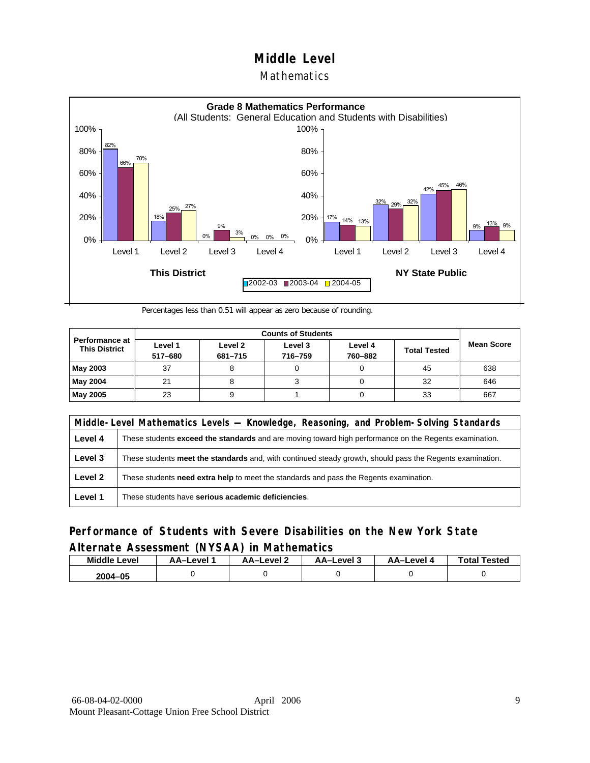# Middle Level

## Mathematics

**Grade 8 Mathematics Performance**
(All Students: General Education and Students with Disabilities)

| This District | 2002-03 | 2003-04 | 2004-05 |
|---|---|---|---|
| Level 1 | 82% | 66% | 70% |
| Level 2 | 18% | 25% | 27% |
| Level 3 | 0% | 9% | 3% |
| Level 4 | 0% | 0% | 0% |

| NY State Public | 2002-03 | 2003-04 | 2004-05 |
|---|---|---|---|
| Level 1 | 17% | 14% | 13% |
| Level 2 | 32% | 29% | 32% |
| Level 3 | 42% | 45% | 46% |
| Level 4 | 9% | 13% | 9% |

Percentages less than 0.51 will appear as zero because of rounding.

| Performance at This District | Counts of Students | | | | | Mean Score |
|---|---|---|---|---|---|---|
| | Level 1 517–680 | Level 2 681–715 | Level 3 716–759 | Level 4 760–882 | Total Tested | |
| **May 2003** | 37 | 8 | 0 | 0 | 45 | 638 |
| **May 2004** | 21 | 8 | 3 | 0 | 32 | 646 |
| **May 2005** | 23 | 9 | 1 | 0 | 33 | 667 |

| Middle-Level Mathematics Levels — Knowledge, Reasoning, and Problem-Solving Standards | |
|---|---|
| **Level 4** | These students **exceed the standards** and are moving toward high performance on the Regents examination. |
| **Level 3** | These students **meet the standards** and, with continued steady growth, should pass the Regents examination. |
| **Level 2** | These students **need extra help** to meet the standards and pass the Regents examination. |
| **Level 1** | These students have **serious academic deficiencies**. |

## Performance of Students with Severe Disabilities on the New York State Alternate Assessment (NYSAA) in Mathematics

| Middle Level | AA–Level 1 | AA–Level 2 | AA–Level 3 | AA–Level 4 | Total Tested |
|---|---|---|---|---|---|
| 2004–05 | 0 | 0 | 0 | 0 | 0 |

66-08-04-02-0000 April 2006
Mount Pleasant-Cottage Union Free School District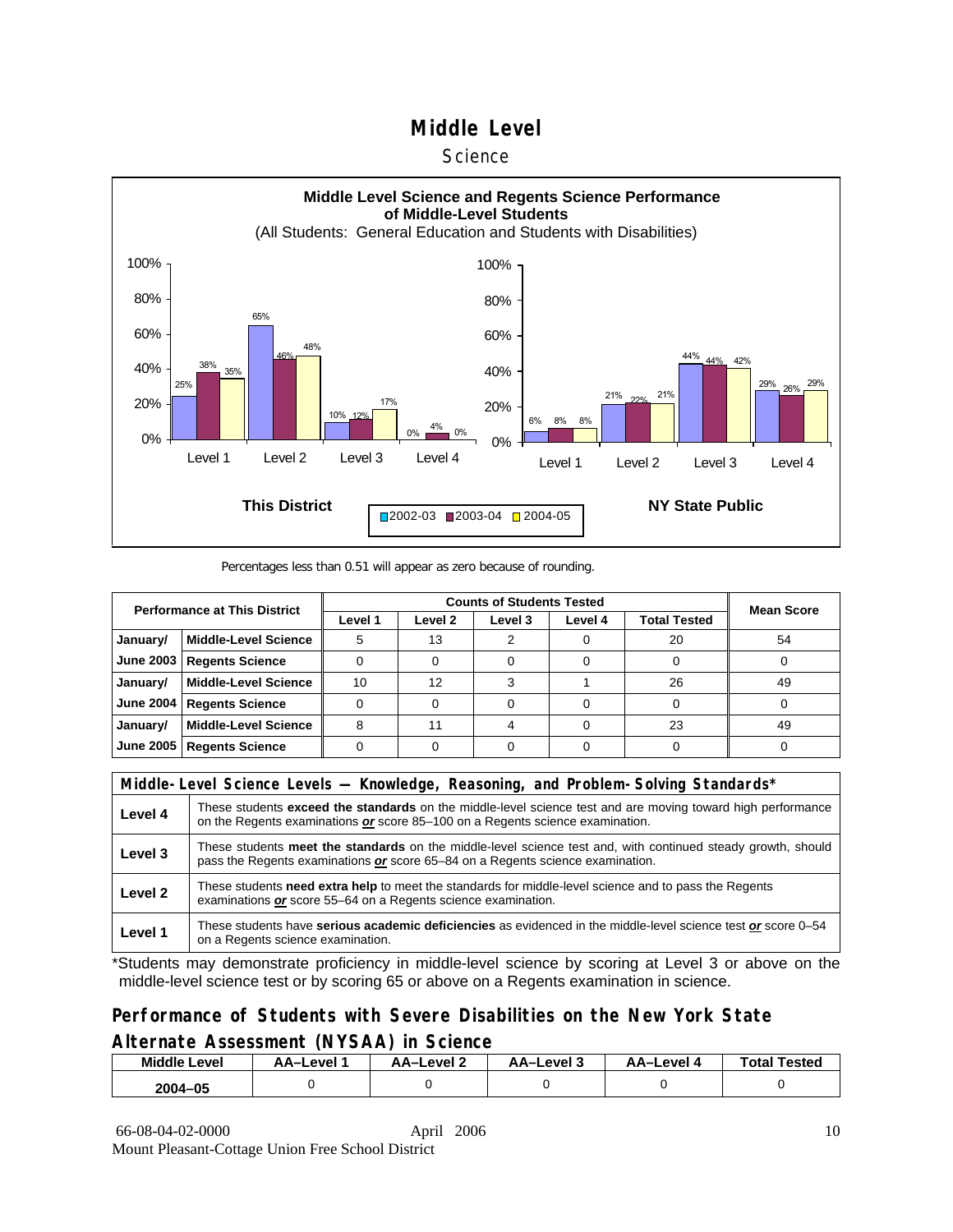# Middle Level

## Science

**Middle Level Science and Regents Science Performance of Middle-Level Students**

(All Students: General Education and Students with Disabilities)

**This District**

| | Level 1 | Level 2 | Level 3 | Level 4 |
|---|---|---|---|---|
| 2002-03 | 25% | 65% | 10% | 0% |
| 2003-04 | 38% | 46% | 12% | 4% |
| 2004-05 | 35% | 48% | 17% | 0% |

**NY State Public**

| | Level 1 | Level 2 | Level 3 | Level 4 |
|---|---|---|---|---|
| 2002-03 | 6% | 21% | 44% | 29% |
| 2003-04 | 8% | 22% | 44% | 26% |
| 2004-05 | 8% | 21% | 42% | 29% |

Percentages less than 0.51 will appear as zero because of rounding.

| Performance at This District | | Counts of Students Tested | | | | | Mean Score |
|---|---|---|---|---|---|---|---|
| | | Level 1 | Level 2 | Level 3 | Level 4 | Total Tested | |
| January/ | Middle-Level Science | 5 | 13 | 2 | 0 | 20 | 54 |
| June 2003 | Regents Science | 0 | 0 | 0 | 0 | 0 | 0 |
| January/ | Middle-Level Science | 10 | 12 | 3 | 1 | 26 | 49 |
| June 2004 | Regents Science | 0 | 0 | 0 | 0 | 0 | 0 |
| January/ | Middle-Level Science | 8 | 11 | 4 | 0 | 23 | 49 |
| June 2005 | Regents Science | 0 | 0 | 0 | 0 | 0 | 0 |

| Middle-Level Science Levels — Knowledge, Reasoning, and Problem-Solving Standards* | |
|---|---|
| **Level 4** | These students **exceed the standards** on the middle-level science test and are moving toward high performance on the Regents examinations ***or*** score 85–100 on a Regents science examination. |
| **Level 3** | These students **meet the standards** on the middle-level science test and, with continued steady growth, should pass the Regents examinations ***or*** score 65–84 on a Regents science examination. |
| **Level 2** | These students **need extra help** to meet the standards for middle-level science and to pass the Regents examinations ***or*** score 55–64 on a Regents science examination. |
| **Level 1** | These students have **serious academic deficiencies** as evidenced in the middle-level science test ***or*** score 0–54 on a Regents science examination. |

*Students may demonstrate proficiency in middle-level science by scoring at Level 3 or above on the middle-level science test or by scoring 65 or above on a Regents examination in science.

## Performance of Students with Severe Disabilities on the New York State Alternate Assessment (NYSAA) in Science

| Middle Level | AA–Level 1 | AA–Level 2 | AA–Level 3 | AA–Level 4 | Total Tested |
|---|---|---|---|---|---|
| 2004–05 | 0 | 0 | 0 | 0 | 0 |

66-08-04-02-0000 April 2006
Mount Pleasant-Cottage Union Free School District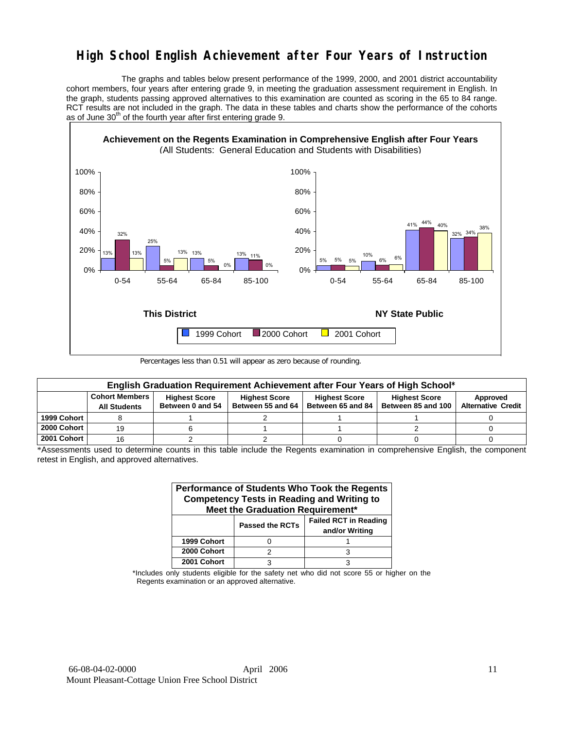# High School English Achievement after Four Years of Instruction

The graphs and tables below present performance of the 1999, 2000, and 2001 district accountability cohort members, four years after entering grade 9, in meeting the graduation assessment requirement in English. In the graph, students passing approved alternatives to this examination are counted as scoring in the 65 to 84 range. RCT results are not included in the graph. The data in these tables and charts show the performance of the cohorts as of June 30th of the fourth year after first entering grade 9.

**Achievement on the Regents Examination in Comprehensive English after Four Years**
(All Students: General Education and Students with Disabilities)

**This District**

| Score | 1999 Cohort | 2000 Cohort | 2001 Cohort |
|---|---|---|---|
| 0-54 | 13% | 32% | 13% |
| 55-64 | 25% | 5% | 13% |
| 65-84 | 13% | 5% | 0% |
| 85-100 | 13% | 11% | 0% |

**NY State Public**

| Score | 1999 Cohort | 2000 Cohort | 2001 Cohort |
|---|---|---|---|
| 0-54 | 5% | 5% | 5% |
| 55-64 | 10% | 6% | 6% |
| 65-84 | 41% | 44% | 40% |
| 85-100 | 32% | 34% | 38% |

Percentages less than 0.51 will appear as zero because of rounding.

| English Graduation Requirement Achievement after Four Years of High School* | | | | | | |
|---|---|---|---|---|---|---|
| | Cohort Members All Students | Highest Score Between 0 and 54 | Highest Score Between 55 and 64 | Highest Score Between 65 and 84 | Highest Score Between 85 and 100 | Approved Alternative Credit |
| 1999 Cohort | 8 | 1 | 2 | 1 | 1 | 0 |
| 2000 Cohort | 19 | 6 | 1 | 1 | 2 | 0 |
| 2001 Cohort | 16 | 2 | 2 | 0 | 0 | 0 |

*Assessments used to determine counts in this table include the Regents examination in comprehensive English, the component retest in English, and approved alternatives.

| Performance of Students Who Took the Regents Competency Tests in Reading and Writing to Meet the Graduation Requirement* | | |
|---|---|---|
| | Passed the RCTs | Failed RCT in Reading and/or Writing |
| 1999 Cohort | 0 | 1 |
| 2000 Cohort | 2 | 3 |
| 2001 Cohort | 3 | 3 |

*Includes only students eligible for the safety net who did not score 55 or higher on the Regents examination or an approved alternative.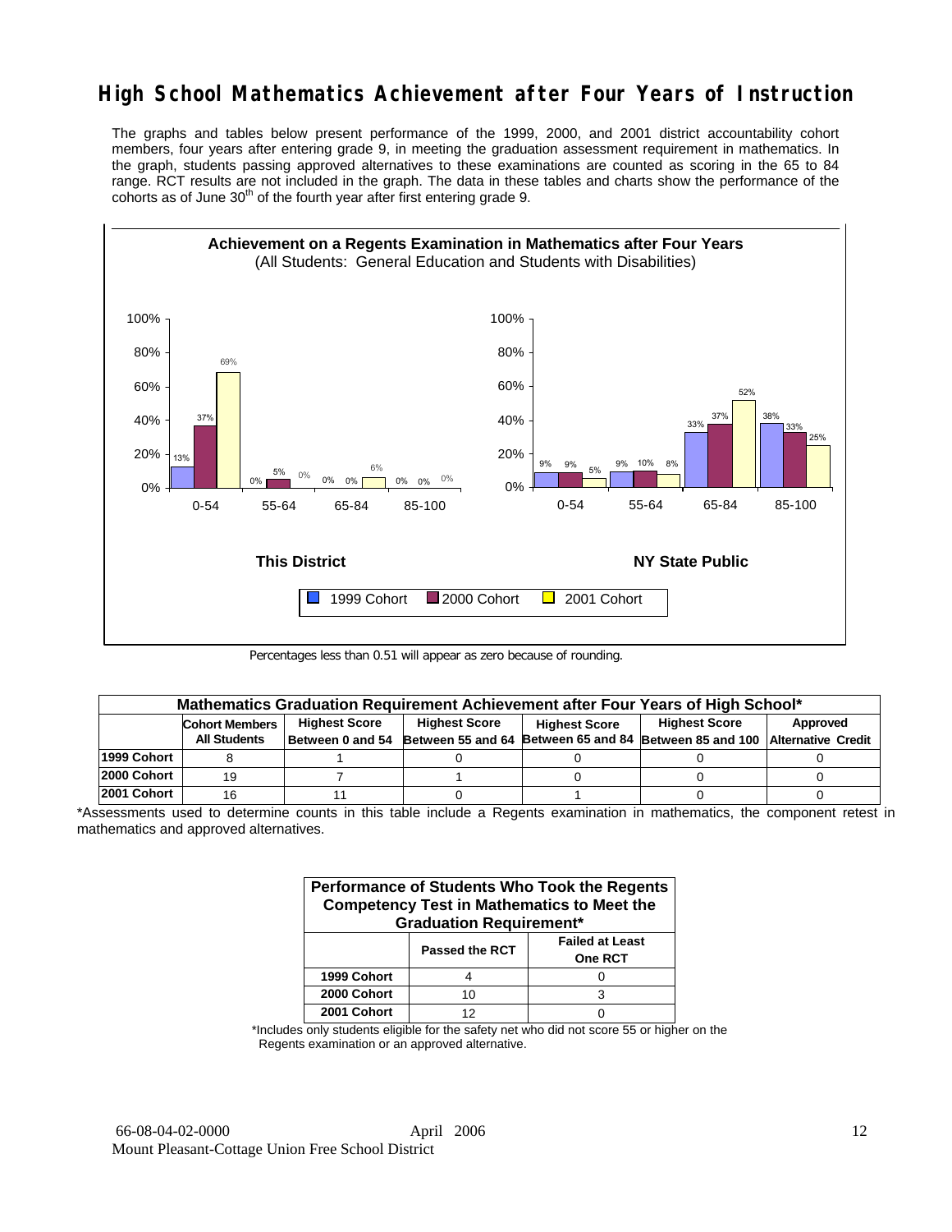# High School Mathematics Achievement after Four Years of Instruction

The graphs and tables below present performance of the 1999, 2000, and 2001 district accountability cohort members, four years after entering grade 9, in meeting the graduation assessment requirement in mathematics. In the graph, students passing approved alternatives to these examinations are counted as scoring in the 65 to 84 range. RCT results are not included in the graph. The data in these tables and charts show the performance of the cohorts as of June 30th of the fourth year after first entering grade 9.

**Achievement on a Regents Examination in Mathematics after Four Years**
(All Students: General Education and Students with Disabilities)

**This District**

| Score Range | 1999 Cohort | 2000 Cohort | 2001 Cohort |
|---|---|---|---|
| 0-54 | 13% | 37% | 69% |
| 55-64 | 0% | 5% | 0% |
| 65-84 | 0% | 0% | 6% |
| 85-100 | 0% | 0% | 0% |

**NY State Public**

| Score Range | 1999 Cohort | 2000 Cohort | 2001 Cohort |
|---|---|---|---|
| 0-54 | 9% | 9% | 5% |
| 55-64 | 9% | 10% | 8% |
| 65-84 | 33% | 37% | 52% |
| 85-100 | 38% | 33% | 25% |

Percentages less than 0.51 will appear as zero because of rounding.

| Mathematics Graduation Requirement Achievement after Four Years of High School* | | | | | | |
|---|---|---|---|---|---|---|
| | Cohort Members All Students | Highest Score Between 0 and 54 | Highest Score Between 55 and 64 | Highest Score Between 65 and 84 | Highest Score Between 85 and 100 | Approved Alternative Credit |
| 1999 Cohort | 8 | 1 | 0 | 0 | 0 | 0 |
| 2000 Cohort | 19 | 7 | 1 | 0 | 0 | 0 |
| 2001 Cohort | 16 | 11 | 0 | 1 | 0 | 0 |

*Assessments used to determine counts in this table include a Regents examination in mathematics, the component retest in mathematics and approved alternatives.

| Performance of Students Who Took the Regents Competency Test in Mathematics to Meet the Graduation Requirement* | | |
|---|---|---|
| | Passed the RCT | Failed at Least One RCT |
| 1999 Cohort | 4 | 0 |
| 2000 Cohort | 10 | 3 |
| 2001 Cohort | 12 | 0 |

*Includes only students eligible for the safety net who did not score 55 or higher on the Regents examination or an approved alternative.

66-08-04-02-0000 April 2006
Mount Pleasant-Cottage Union Free School District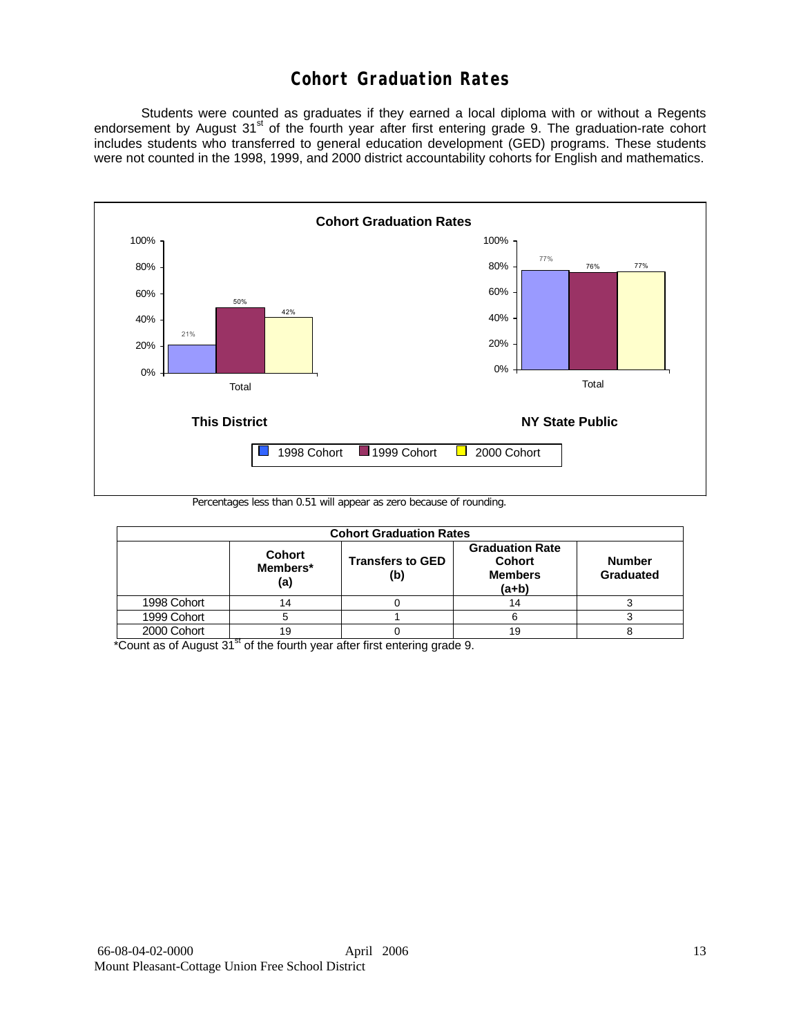# Cohort Graduation Rates

Students were counted as graduates if they earned a local diploma with or without a Regents endorsement by August 31st of the fourth year after first entering grade 9. The graduation-rate cohort includes students who transferred to general education development (GED) programs. These students were not counted in the 1998, 1999, and 2000 district accountability cohorts for English and mathematics.

**Cohort Graduation Rates**

| | 1998 Cohort | 1999 Cohort | 2000 Cohort |
|---|---|---|---|
| This District (Total) | 21% | 50% | 42% |
| NY State Public (Total) | 77% | 76% | 77% |

Percentages less than 0.51 will appear as zero because of rounding.

| Cohort Graduation Rates | | | | |
|---|---|---|---|---|
| | Cohort Members* (a) | Transfers to GED (b) | Graduation Rate Cohort Members (a+b) | Number Graduated |
| 1998 Cohort | 14 | 0 | 14 | 3 |
| 1999 Cohort | 5 | 1 | 6 | 3 |
| 2000 Cohort | 19 | 0 | 19 | 8 |

*Count as of August 31st of the fourth year after first entering grade 9.

66-08-04-02-0000 April 2006
Mount Pleasant-Cottage Union Free School District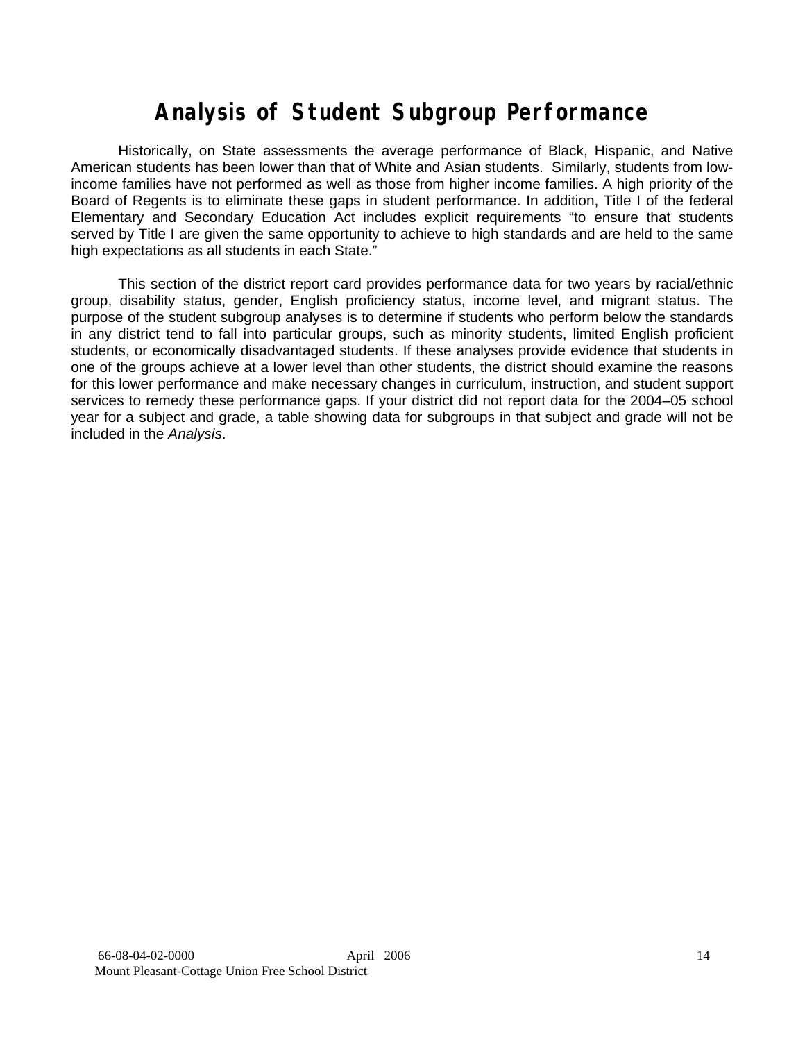# Analysis of Student Subgroup Performance

Historically, on State assessments the average performance of Black, Hispanic, and Native American students has been lower than that of White and Asian students. Similarly, students from low-income families have not performed as well as those from higher income families. A high priority of the Board of Regents is to eliminate these gaps in student performance. In addition, Title I of the federal Elementary and Secondary Education Act includes explicit requirements "to ensure that students served by Title I are given the same opportunity to achieve to high standards and are held to the same high expectations as all students in each State."

This section of the district report card provides performance data for two years by racial/ethnic group, disability status, gender, English proficiency status, income level, and migrant status. The purpose of the student subgroup analyses is to determine if students who perform below the standards in any district tend to fall into particular groups, such as minority students, limited English proficient students, or economically disadvantaged students. If these analyses provide evidence that students in one of the groups achieve at a lower level than other students, the district should examine the reasons for this lower performance and make necessary changes in curriculum, instruction, and student support services to remedy these performance gaps. If your district did not report data for the 2004–05 school year for a subject and grade, a table showing data for subgroups in that subject and grade will not be included in the *Analysis*.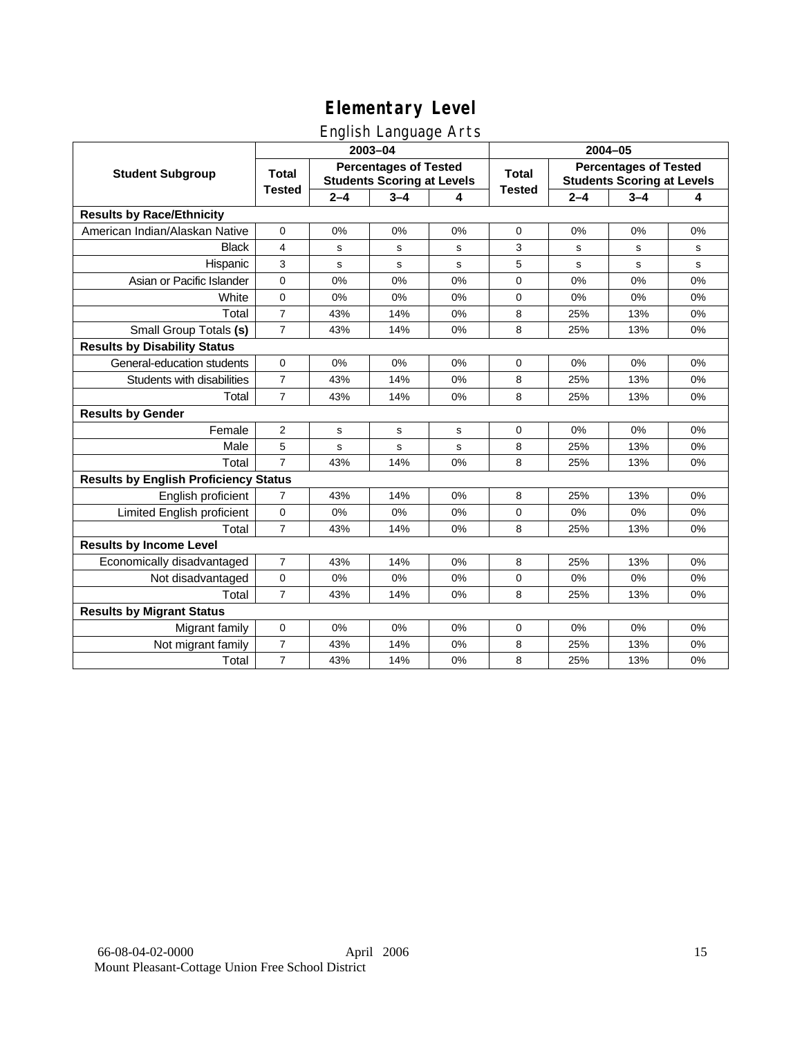# Elementary Level

## English Language Arts

| Student Subgroup | 2003–04 Total Tested | 2003–04 Percentages of Tested Students Scoring at Levels 2–4 | 3–4 | 4 | 2004–05 Total Tested | 2004–05 Percentages of Tested Students Scoring at Levels 2–4 | 3–4 | 4 |
|---|---|---|---|---|---|---|---|---|
| **Results by Race/Ethnicity** | | | | | | | | |
| American Indian/Alaskan Native | 0 | 0% | 0% | 0% | 0 | 0% | 0% | 0% |
| Black | 4 | s | s | s | 3 | s | s | s |
| Hispanic | 3 | s | s | s | 5 | s | s | s |
| Asian or Pacific Islander | 0 | 0% | 0% | 0% | 0 | 0% | 0% | 0% |
| White | 0 | 0% | 0% | 0% | 0 | 0% | 0% | 0% |
| Total | 7 | 43% | 14% | 0% | 8 | 25% | 13% | 0% |
| Small Group Totals **(s)** | 7 | 43% | 14% | 0% | 8 | 25% | 13% | 0% |
| **Results by Disability Status** | | | | | | | | |
| General-education students | 0 | 0% | 0% | 0% | 0 | 0% | 0% | 0% |
| Students with disabilities | 7 | 43% | 14% | 0% | 8 | 25% | 13% | 0% |
| Total | 7 | 43% | 14% | 0% | 8 | 25% | 13% | 0% |
| **Results by Gender** | | | | | | | | |
| Female | 2 | s | s | s | 0 | 0% | 0% | 0% |
| Male | 5 | s | s | s | 8 | 25% | 13% | 0% |
| Total | 7 | 43% | 14% | 0% | 8 | 25% | 13% | 0% |
| **Results by English Proficiency Status** | | | | | | | | |
| English proficient | 7 | 43% | 14% | 0% | 8 | 25% | 13% | 0% |
| Limited English proficient | 0 | 0% | 0% | 0% | 0 | 0% | 0% | 0% |
| Total | 7 | 43% | 14% | 0% | 8 | 25% | 13% | 0% |
| **Results by Income Level** | | | | | | | | |
| Economically disadvantaged | 7 | 43% | 14% | 0% | 8 | 25% | 13% | 0% |
| Not disadvantaged | 0 | 0% | 0% | 0% | 0 | 0% | 0% | 0% |
| Total | 7 | 43% | 14% | 0% | 8 | 25% | 13% | 0% |
| **Results by Migrant Status** | | | | | | | | |
| Migrant family | 0 | 0% | 0% | 0% | 0 | 0% | 0% | 0% |
| Not migrant family | 7 | 43% | 14% | 0% | 8 | 25% | 13% | 0% |
| Total | 7 | 43% | 14% | 0% | 8 | 25% | 13% | 0% |

66-08-04-02-0000 April 2006
Mount Pleasant-Cottage Union Free School District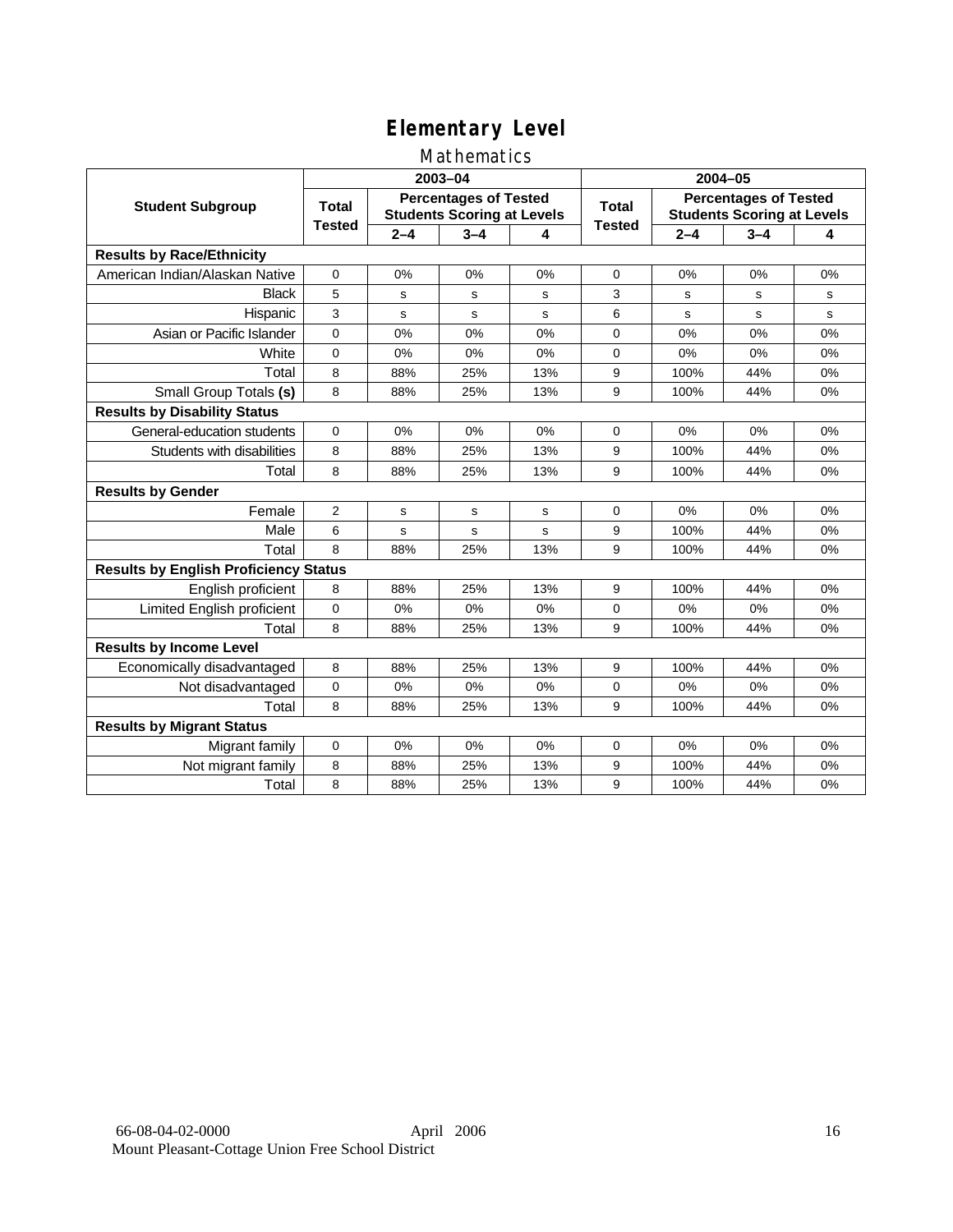# Elementary Level

## Mathematics

| Student Subgroup | 2003–04 | | | | 2004–05 | | | |
|---|---|---|---|---|---|---|---|---|
| | Total Tested | Percentages of Tested Students Scoring at Levels | | | Total Tested | Percentages of Tested Students Scoring at Levels | | |
| | | 2–4 | 3–4 | 4 | | 2–4 | 3–4 | 4 |
| **Results by Race/Ethnicity** | | | | | | | | |
| American Indian/Alaskan Native | 0 | 0% | 0% | 0% | 0 | 0% | 0% | 0% |
| Black | 5 | s | s | s | 3 | s | s | s |
| Hispanic | 3 | s | s | s | 6 | s | s | s |
| Asian or Pacific Islander | 0 | 0% | 0% | 0% | 0 | 0% | 0% | 0% |
| White | 0 | 0% | 0% | 0% | 0 | 0% | 0% | 0% |
| Total | 8 | 88% | 25% | 13% | 9 | 100% | 44% | 0% |
| Small Group Totals **(s)** | 8 | 88% | 25% | 13% | 9 | 100% | 44% | 0% |
| **Results by Disability Status** | | | | | | | | |
| General-education students | 0 | 0% | 0% | 0% | 0 | 0% | 0% | 0% |
| Students with disabilities | 8 | 88% | 25% | 13% | 9 | 100% | 44% | 0% |
| Total | 8 | 88% | 25% | 13% | 9 | 100% | 44% | 0% |
| **Results by Gender** | | | | | | | | |
| Female | 2 | s | s | s | 0 | 0% | 0% | 0% |
| Male | 6 | s | s | s | 9 | 100% | 44% | 0% |
| Total | 8 | 88% | 25% | 13% | 9 | 100% | 44% | 0% |
| **Results by English Proficiency Status** | | | | | | | | |
| English proficient | 8 | 88% | 25% | 13% | 9 | 100% | 44% | 0% |
| Limited English proficient | 0 | 0% | 0% | 0% | 0 | 0% | 0% | 0% |
| Total | 8 | 88% | 25% | 13% | 9 | 100% | 44% | 0% |
| **Results by Income Level** | | | | | | | | |
| Economically disadvantaged | 8 | 88% | 25% | 13% | 9 | 100% | 44% | 0% |
| Not disadvantaged | 0 | 0% | 0% | 0% | 0 | 0% | 0% | 0% |
| Total | 8 | 88% | 25% | 13% | 9 | 100% | 44% | 0% |
| **Results by Migrant Status** | | | | | | | | |
| Migrant family | 0 | 0% | 0% | 0% | 0 | 0% | 0% | 0% |
| Not migrant family | 8 | 88% | 25% | 13% | 9 | 100% | 44% | 0% |
| Total | 8 | 88% | 25% | 13% | 9 | 100% | 44% | 0% |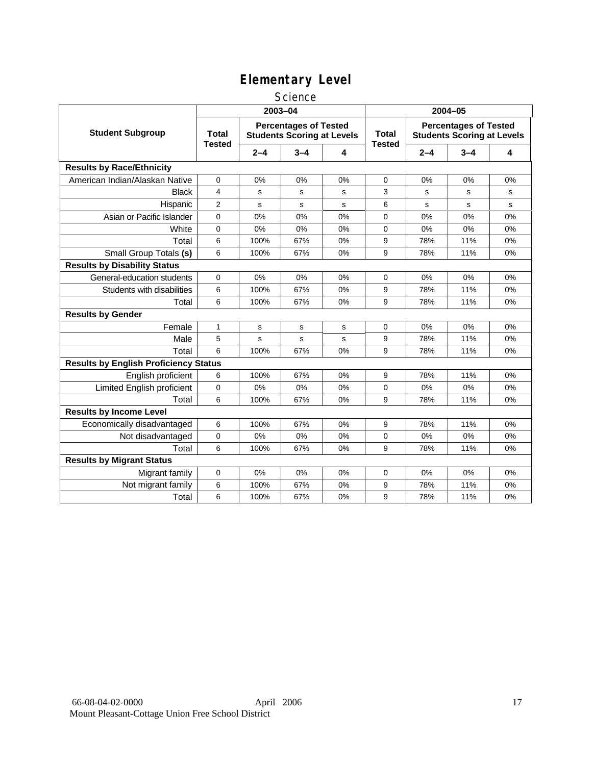# Elementary Level

## Science

| Student Subgroup | 2003–04 | | | | 2004–05 | | | |
|---|---|---|---|---|---|---|---|---|
| | Total Tested | Percentages of Tested Students Scoring at Levels | | | Total Tested | Percentages of Tested Students Scoring at Levels | | |
| | | 2–4 | 3–4 | 4 | | 2–4 | 3–4 | 4 |
| **Results by Race/Ethnicity** | | | | | | | | |
| American Indian/Alaskan Native | 0 | 0% | 0% | 0% | 0 | 0% | 0% | 0% |
| Black | 4 | s | s | s | 3 | s | s | s |
| Hispanic | 2 | s | s | s | 6 | s | s | s |
| Asian or Pacific Islander | 0 | 0% | 0% | 0% | 0 | 0% | 0% | 0% |
| White | 0 | 0% | 0% | 0% | 0 | 0% | 0% | 0% |
| Total | 6 | 100% | 67% | 0% | 9 | 78% | 11% | 0% |
| Small Group Totals **(s)** | 6 | 100% | 67% | 0% | 9 | 78% | 11% | 0% |
| **Results by Disability Status** | | | | | | | | |
| General-education students | 0 | 0% | 0% | 0% | 0 | 0% | 0% | 0% |
| Students with disabilities | 6 | 100% | 67% | 0% | 9 | 78% | 11% | 0% |
| Total | 6 | 100% | 67% | 0% | 9 | 78% | 11% | 0% |
| **Results by Gender** | | | | | | | | |
| Female | 1 | s | s | s | 0 | 0% | 0% | 0% |
| Male | 5 | s | s | s | 9 | 78% | 11% | 0% |
| Total | 6 | 100% | 67% | 0% | 9 | 78% | 11% | 0% |
| **Results by English Proficiency Status** | | | | | | | | |
| English proficient | 6 | 100% | 67% | 0% | 9 | 78% | 11% | 0% |
| Limited English proficient | 0 | 0% | 0% | 0% | 0 | 0% | 0% | 0% |
| Total | 6 | 100% | 67% | 0% | 9 | 78% | 11% | 0% |
| **Results by Income Level** | | | | | | | | |
| Economically disadvantaged | 6 | 100% | 67% | 0% | 9 | 78% | 11% | 0% |
| Not disadvantaged | 0 | 0% | 0% | 0% | 0 | 0% | 0% | 0% |
| Total | 6 | 100% | 67% | 0% | 9 | 78% | 11% | 0% |
| **Results by Migrant Status** | | | | | | | | |
| Migrant family | 0 | 0% | 0% | 0% | 0 | 0% | 0% | 0% |
| Not migrant family | 6 | 100% | 67% | 0% | 9 | 78% | 11% | 0% |
| Total | 6 | 100% | 67% | 0% | 9 | 78% | 11% | 0% |

66-08-04-02-0000 April 2006

Mount Pleasant-Cottage Union Free School District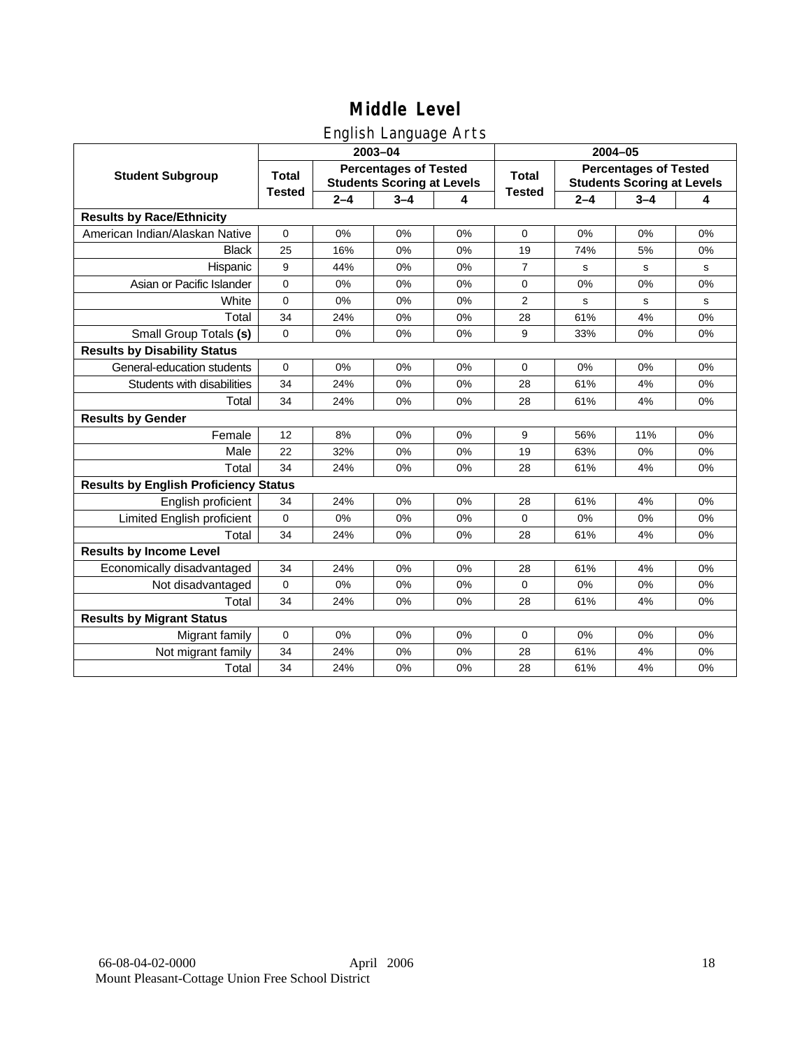# Middle Level

## English Language Arts

| Student Subgroup | 2003–04 | | | | 2004–05 | | | |
|---|---|---|---|---|---|---|---|---|
| | Total Tested | Percentages of Tested Students Scoring at Levels | | | Total Tested | Percentages of Tested Students Scoring at Levels | | |
| | | 2–4 | 3–4 | 4 | | 2–4 | 3–4 | 4 |
| **Results by Race/Ethnicity** | | | | | | | | |
| American Indian/Alaskan Native | 0 | 0% | 0% | 0% | 0 | 0% | 0% | 0% |
| Black | 25 | 16% | 0% | 0% | 19 | 74% | 5% | 0% |
| Hispanic | 9 | 44% | 0% | 0% | 7 | s | s | s |
| Asian or Pacific Islander | 0 | 0% | 0% | 0% | 0 | 0% | 0% | 0% |
| White | 0 | 0% | 0% | 0% | 2 | s | s | s |
| Total | 34 | 24% | 0% | 0% | 28 | 61% | 4% | 0% |
| Small Group Totals **(s)** | 0 | 0% | 0% | 0% | 9 | 33% | 0% | 0% |
| **Results by Disability Status** | | | | | | | | |
| General-education students | 0 | 0% | 0% | 0% | 0 | 0% | 0% | 0% |
| Students with disabilities | 34 | 24% | 0% | 0% | 28 | 61% | 4% | 0% |
| Total | 34 | 24% | 0% | 0% | 28 | 61% | 4% | 0% |
| **Results by Gender** | | | | | | | | |
| Female | 12 | 8% | 0% | 0% | 9 | 56% | 11% | 0% |
| Male | 22 | 32% | 0% | 0% | 19 | 63% | 0% | 0% |
| Total | 34 | 24% | 0% | 0% | 28 | 61% | 4% | 0% |
| **Results by English Proficiency Status** | | | | | | | | |
| English proficient | 34 | 24% | 0% | 0% | 28 | 61% | 4% | 0% |
| Limited English proficient | 0 | 0% | 0% | 0% | 0 | 0% | 0% | 0% |
| Total | 34 | 24% | 0% | 0% | 28 | 61% | 4% | 0% |
| **Results by Income Level** | | | | | | | | |
| Economically disadvantaged | 34 | 24% | 0% | 0% | 28 | 61% | 4% | 0% |
| Not disadvantaged | 0 | 0% | 0% | 0% | 0 | 0% | 0% | 0% |
| Total | 34 | 24% | 0% | 0% | 28 | 61% | 4% | 0% |
| **Results by Migrant Status** | | | | | | | | |
| Migrant family | 0 | 0% | 0% | 0% | 0 | 0% | 0% | 0% |
| Not migrant family | 34 | 24% | 0% | 0% | 28 | 61% | 4% | 0% |
| Total | 34 | 24% | 0% | 0% | 28 | 61% | 4% | 0% |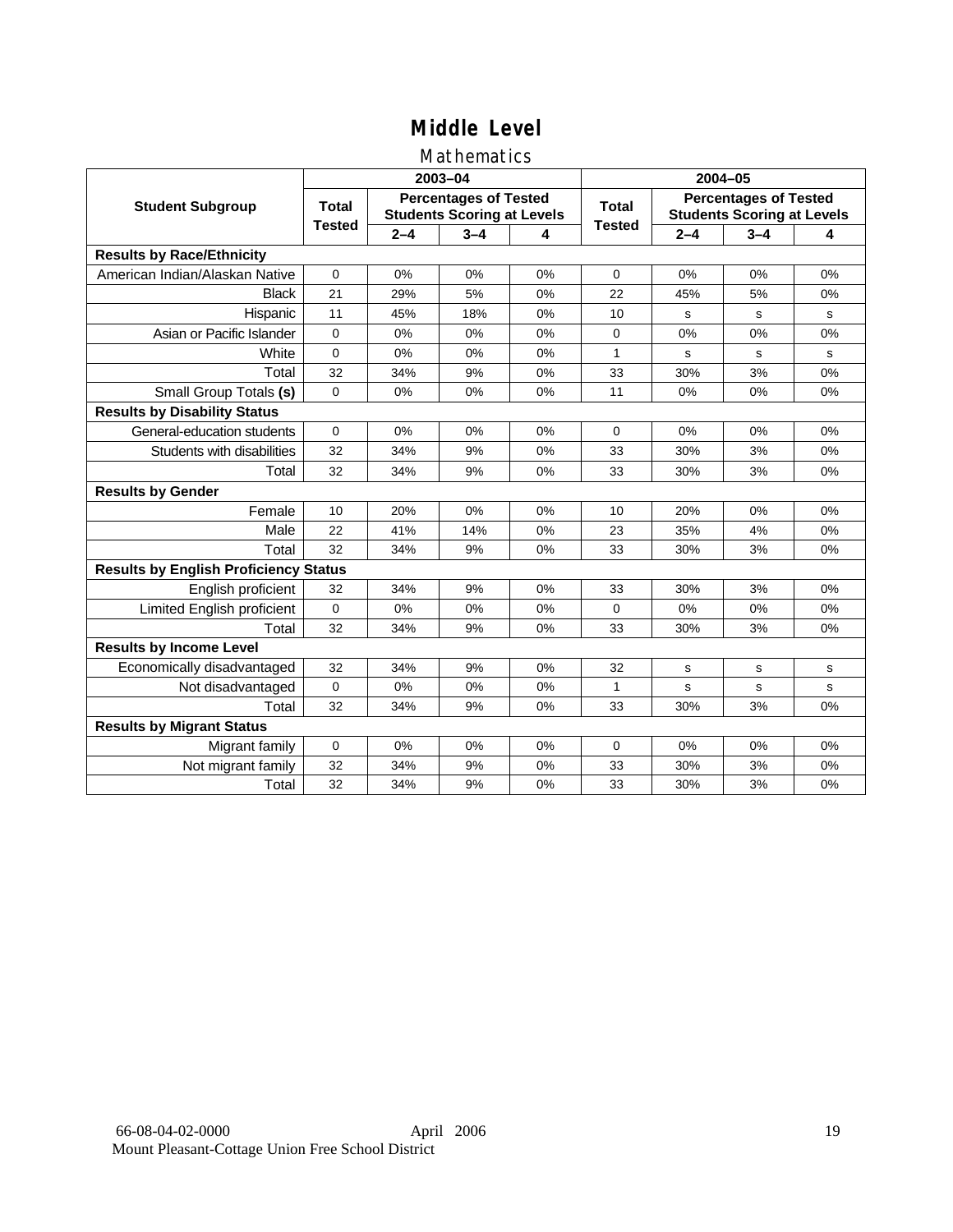# Middle Level

## Mathematics

| Student Subgroup | 2003–04 | | | | 2004–05 | | | |
|---|---|---|---|---|---|---|---|---|
| | Total Tested | Percentages of Tested Students Scoring at Levels | | | Total Tested | Percentages of Tested Students Scoring at Levels | | |
| | | 2–4 | 3–4 | 4 | | 2–4 | 3–4 | 4 |
| **Results by Race/Ethnicity** | | | | | | | | |
| American Indian/Alaskan Native | 0 | 0% | 0% | 0% | 0 | 0% | 0% | 0% |
| Black | 21 | 29% | 5% | 0% | 22 | 45% | 5% | 0% |
| Hispanic | 11 | 45% | 18% | 0% | 10 | s | s | s |
| Asian or Pacific Islander | 0 | 0% | 0% | 0% | 0 | 0% | 0% | 0% |
| White | 0 | 0% | 0% | 0% | 1 | s | s | s |
| Total | 32 | 34% | 9% | 0% | 33 | 30% | 3% | 0% |
| Small Group Totals **(s)** | 0 | 0% | 0% | 0% | 11 | 0% | 0% | 0% |
| **Results by Disability Status** | | | | | | | | |
| General-education students | 0 | 0% | 0% | 0% | 0 | 0% | 0% | 0% |
| Students with disabilities | 32 | 34% | 9% | 0% | 33 | 30% | 3% | 0% |
| Total | 32 | 34% | 9% | 0% | 33 | 30% | 3% | 0% |
| **Results by Gender** | | | | | | | | |
| Female | 10 | 20% | 0% | 0% | 10 | 20% | 0% | 0% |
| Male | 22 | 41% | 14% | 0% | 23 | 35% | 4% | 0% |
| Total | 32 | 34% | 9% | 0% | 33 | 30% | 3% | 0% |
| **Results by English Proficiency Status** | | | | | | | | |
| English proficient | 32 | 34% | 9% | 0% | 33 | 30% | 3% | 0% |
| Limited English proficient | 0 | 0% | 0% | 0% | 0 | 0% | 0% | 0% |
| Total | 32 | 34% | 9% | 0% | 33 | 30% | 3% | 0% |
| **Results by Income Level** | | | | | | | | |
| Economically disadvantaged | 32 | 34% | 9% | 0% | 32 | s | s | s |
| Not disadvantaged | 0 | 0% | 0% | 0% | 1 | s | s | s |
| Total | 32 | 34% | 9% | 0% | 33 | 30% | 3% | 0% |
| **Results by Migrant Status** | | | | | | | | |
| Migrant family | 0 | 0% | 0% | 0% | 0 | 0% | 0% | 0% |
| Not migrant family | 32 | 34% | 9% | 0% | 33 | 30% | 3% | 0% |
| Total | 32 | 34% | 9% | 0% | 33 | 30% | 3% | 0% |

66-08-04-02-0000 April 2006
Mount Pleasant-Cottage Union Free School District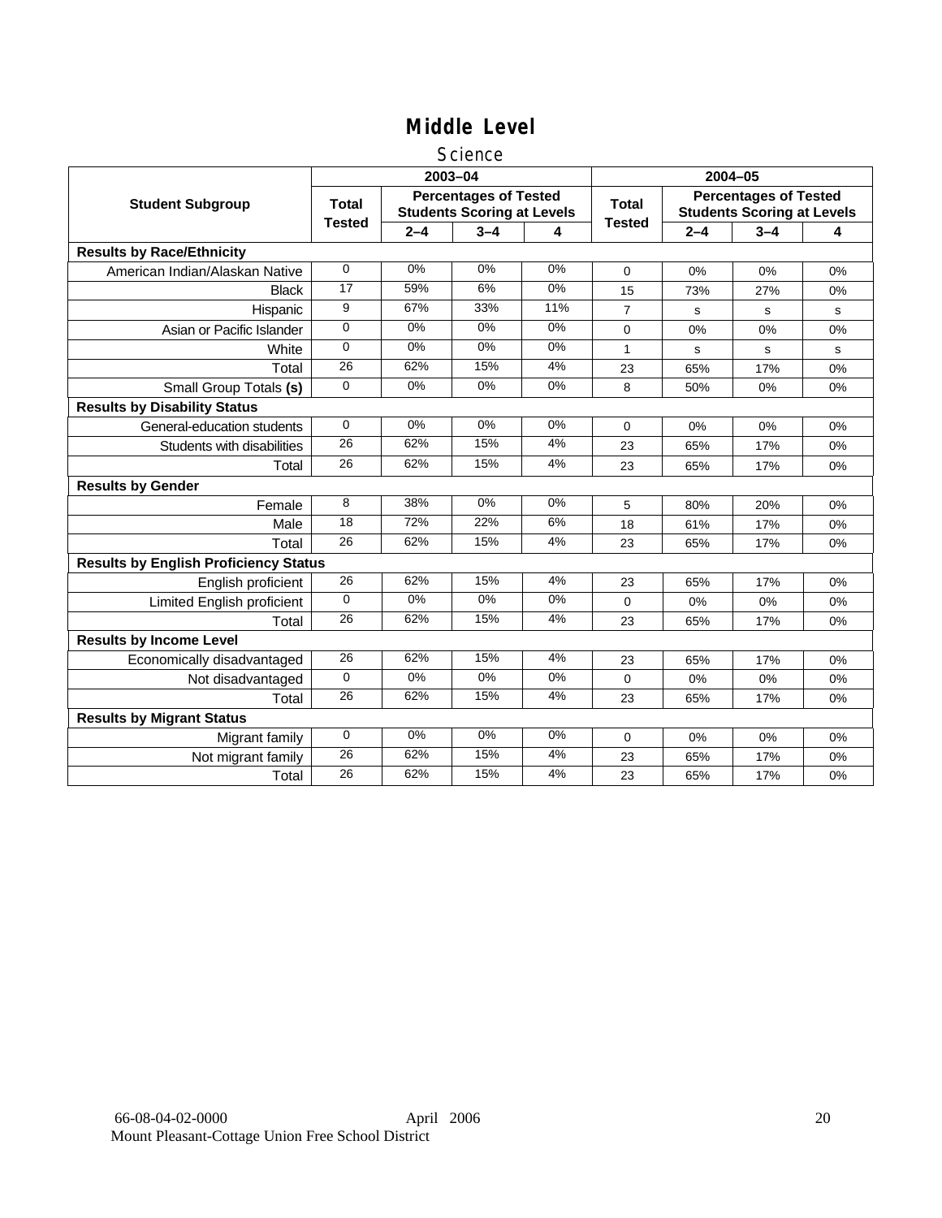# Middle Level

## Science

| Student Subgroup | 2003–04 | | | | 2004–05 | | | |
|---|---|---|---|---|---|---|---|---|
| | Total Tested | Percentages of Tested Students Scoring at Levels | | | Total Tested | Percentages of Tested Students Scoring at Levels | | |
| | | 2–4 | 3–4 | 4 | | 2–4 | 3–4 | 4 |
| **Results by Race/Ethnicity** | | | | | | | | |
| American Indian/Alaskan Native | 0 | 0% | 0% | 0% | 0 | 0% | 0% | 0% |
| Black | 17 | 59% | 6% | 0% | 15 | 73% | 27% | 0% |
| Hispanic | 9 | 67% | 33% | 11% | 7 | s | s | s |
| Asian or Pacific Islander | 0 | 0% | 0% | 0% | 0 | 0% | 0% | 0% |
| White | 0 | 0% | 0% | 0% | 1 | s | s | s |
| Total | 26 | 62% | 15% | 4% | 23 | 65% | 17% | 0% |
| Small Group Totals **(s)** | 0 | 0% | 0% | 0% | 8 | 50% | 0% | 0% |
| **Results by Disability Status** | | | | | | | | |
| General-education students | 0 | 0% | 0% | 0% | 0 | 0% | 0% | 0% |
| Students with disabilities | 26 | 62% | 15% | 4% | 23 | 65% | 17% | 0% |
| Total | 26 | 62% | 15% | 4% | 23 | 65% | 17% | 0% |
| **Results by Gender** | | | | | | | | |
| Female | 8 | 38% | 0% | 0% | 5 | 80% | 20% | 0% |
| Male | 18 | 72% | 22% | 6% | 18 | 61% | 17% | 0% |
| Total | 26 | 62% | 15% | 4% | 23 | 65% | 17% | 0% |
| **Results by English Proficiency Status** | | | | | | | | |
| English proficient | 26 | 62% | 15% | 4% | 23 | 65% | 17% | 0% |
| Limited English proficient | 0 | 0% | 0% | 0% | 0 | 0% | 0% | 0% |
| Total | 26 | 62% | 15% | 4% | 23 | 65% | 17% | 0% |
| **Results by Income Level** | | | | | | | | |
| Economically disadvantaged | 26 | 62% | 15% | 4% | 23 | 65% | 17% | 0% |
| Not disadvantaged | 0 | 0% | 0% | 0% | 0 | 0% | 0% | 0% |
| Total | 26 | 62% | 15% | 4% | 23 | 65% | 17% | 0% |
| **Results by Migrant Status** | | | | | | | | |
| Migrant family | 0 | 0% | 0% | 0% | 0 | 0% | 0% | 0% |
| Not migrant family | 26 | 62% | 15% | 4% | 23 | 65% | 17% | 0% |
| Total | 26 | 62% | 15% | 4% | 23 | 65% | 17% | 0% |

66-08-04-02-0000 April 2006
Mount Pleasant-Cottage Union Free School District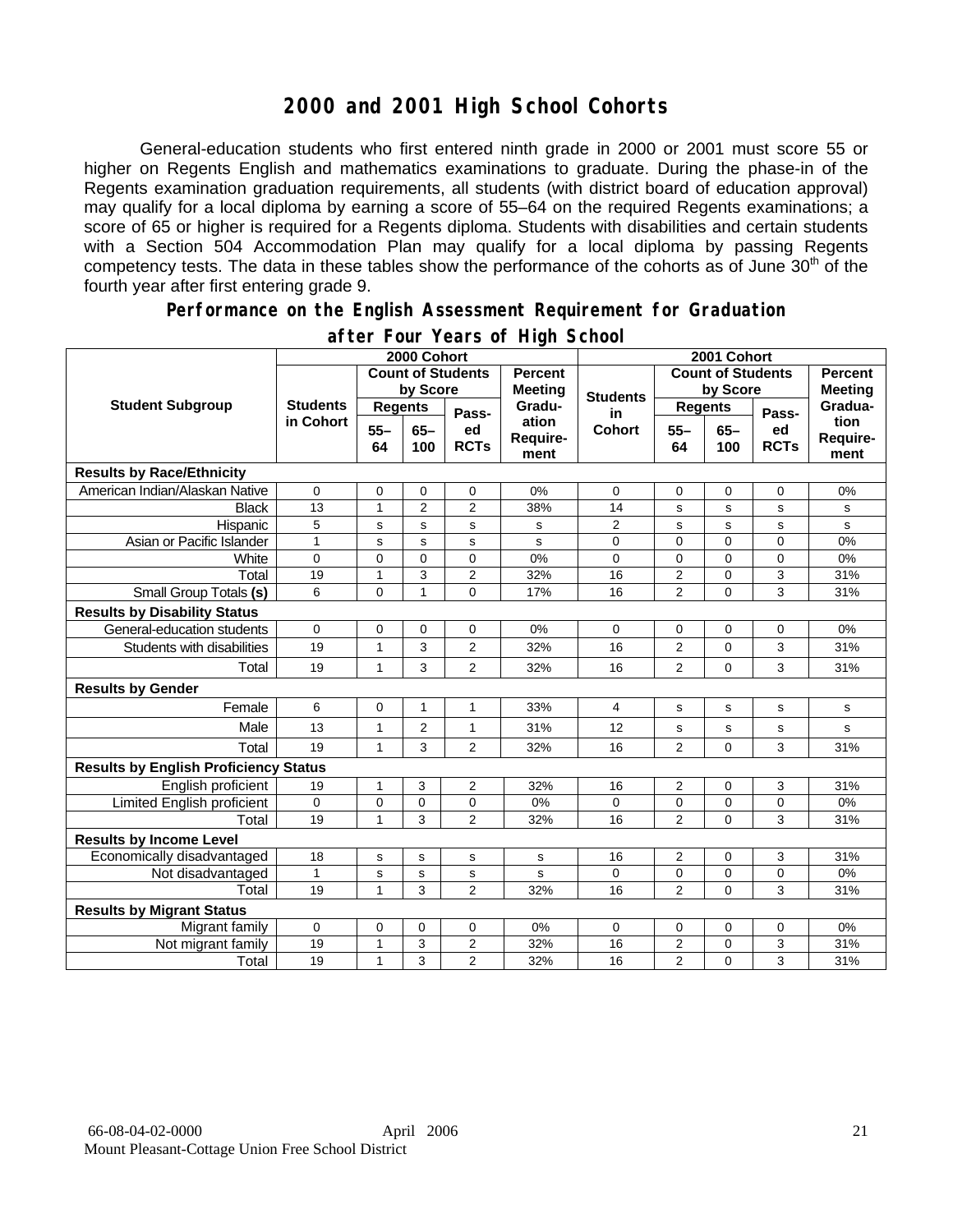# 2000 and 2001 High School Cohorts

General-education students who first entered ninth grade in 2000 or 2001 must score 55 or higher on Regents English and mathematics examinations to graduate. During the phase-in of the Regents examination graduation requirements, all students (with district board of education approval) may qualify for a local diploma by earning a score of 55–64 on the required Regents examinations; a score of 65 or higher is required for a Regents diploma. Students with disabilities and certain students with a Section 504 Accommodation Plan may qualify for a local diploma by passing Regents competency tests. The data in these tables show the performance of the cohorts as of June 30th of the fourth year after first entering grade 9.

## Performance on the English Assessment Requirement for Graduation after Four Years of High School

| Student Subgroup | 2000 Cohort | | | | | 2001 Cohort | | | | |
|---|---|---|---|---|---|---|---|---|---|---|
| | Students in Cohort | Count of Students by Score | | | Percent Meeting Graduation Requirement | Students in Cohort | Count of Students by Score | | | Percent Meeting Graduation Requirement |
| | | Regents 55–64 | Regents 65–100 | Passed RCTs | | | Regents 55–64 | Regents 65–100 | Passed RCTs | |
| **Results by Race/Ethnicity** | | | | | | | | | | |
| American Indian/Alaskan Native | 0 | 0 | 0 | 0 | 0% | 0 | 0 | 0 | 0 | 0% |
| Black | 13 | 1 | 2 | 2 | 38% | 14 | s | s | s | s |
| Hispanic | 5 | s | s | s | s | 2 | s | s | s | s |
| Asian or Pacific Islander | 1 | s | s | s | s | 0 | 0 | 0 | 0 | 0% |
| White | 0 | 0 | 0 | 0 | 0% | 0 | 0 | 0 | 0 | 0% |
| Total | 19 | 1 | 3 | 2 | 32% | 16 | 2 | 0 | 3 | 31% |
| Small Group Totals **(s)** | 6 | 0 | 1 | 0 | 17% | 16 | 2 | 0 | 3 | 31% |
| **Results by Disability Status** | | | | | | | | | | |
| General-education students | 0 | 0 | 0 | 0 | 0% | 0 | 0 | 0 | 0 | 0% |
| Students with disabilities | 19 | 1 | 3 | 2 | 32% | 16 | 2 | 0 | 3 | 31% |
| Total | 19 | 1 | 3 | 2 | 32% | 16 | 2 | 0 | 3 | 31% |
| **Results by Gender** | | | | | | | | | | |
| Female | 6 | 0 | 1 | 1 | 33% | 4 | s | s | s | s |
| Male | 13 | 1 | 2 | 1 | 31% | 12 | s | s | s | s |
| Total | 19 | 1 | 3 | 2 | 32% | 16 | 2 | 0 | 3 | 31% |
| **Results by English Proficiency Status** | | | | | | | | | | |
| English proficient | 19 | 1 | 3 | 2 | 32% | 16 | 2 | 0 | 3 | 31% |
| Limited English proficient | 0 | 0 | 0 | 0 | 0% | 0 | 0 | 0 | 0 | 0% |
| Total | 19 | 1 | 3 | 2 | 32% | 16 | 2 | 0 | 3 | 31% |
| **Results by Income Level** | | | | | | | | | | |
| Economically disadvantaged | 18 | s | s | s | s | 16 | 2 | 0 | 3 | 31% |
| Not disadvantaged | 1 | s | s | s | s | 0 | 0 | 0 | 0 | 0% |
| Total | 19 | 1 | 3 | 2 | 32% | 16 | 2 | 0 | 3 | 31% |
| **Results by Migrant Status** | | | | | | | | | | |
| Migrant family | 0 | 0 | 0 | 0 | 0% | 0 | 0 | 0 | 0 | 0% |
| Not migrant family | 19 | 1 | 3 | 2 | 32% | 16 | 2 | 0 | 3 | 31% |
| Total | 19 | 1 | 3 | 2 | 32% | 16 | 2 | 0 | 3 | 31% |

66-08-04-02-0000 April 2006
Mount Pleasant-Cottage Union Free School District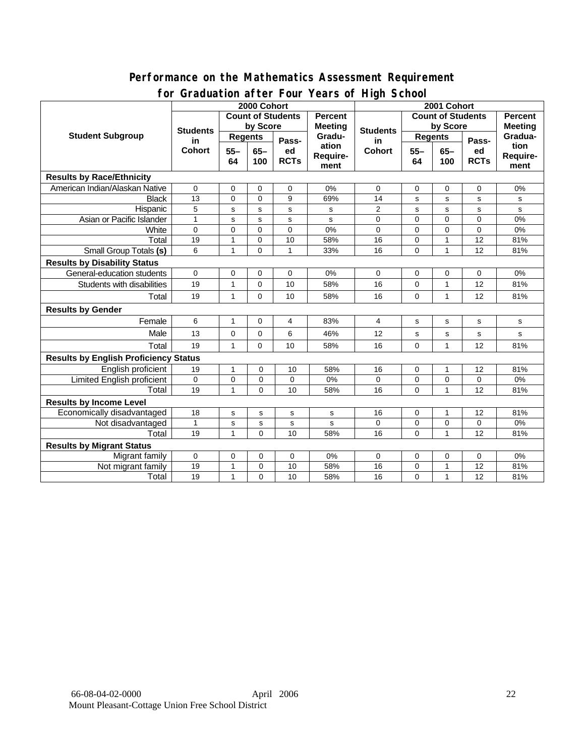## Performance on the Mathematics Assessment Requirement for Graduation after Four Years of High School

| Student Subgroup | 2000 Cohort | | | | | 2001 Cohort | | | | |
|---|---|---|---|---|---|---|---|---|---|---|
| | Students in Cohort | Count of Students by Score | | | Percent Meeting Graduation Requirement | Students in Cohort | Count of Students by Score | | | Percent Meeting Graduation Requirement |
| | | Regents | | Passed RCTs | | | Regents | | Passed RCTs | |
| | | 55–64 | 65–100 | | | | 55–64 | 65–100 | | |
| **Results by Race/Ethnicity** | | | | | | | | | | |
| American Indian/Alaskan Native | 0 | 0 | 0 | 0 | 0% | 0 | 0 | 0 | 0 | 0% |
| Black | 13 | 0 | 0 | 9 | 69% | 14 | s | s | s | s |
| Hispanic | 5 | s | s | s | s | 2 | s | s | s | s |
| Asian or Pacific Islander | 1 | s | s | s | s | 0 | 0 | 0 | 0 | 0% |
| White | 0 | 0 | 0 | 0 | 0% | 0 | 0 | 0 | 0 | 0% |
| Total | 19 | 1 | 0 | 10 | 58% | 16 | 0 | 1 | 12 | 81% |
| Small Group Totals **(s)** | 6 | 1 | 0 | 1 | 33% | 16 | 0 | 1 | 12 | 81% |
| **Results by Disability Status** | | | | | | | | | | |
| General-education students | 0 | 0 | 0 | 0 | 0% | 0 | 0 | 0 | 0 | 0% |
| Students with disabilities | 19 | 1 | 0 | 10 | 58% | 16 | 0 | 1 | 12 | 81% |
| Total | 19 | 1 | 0 | 10 | 58% | 16 | 0 | 1 | 12 | 81% |
| **Results by Gender** | | | | | | | | | | |
| Female | 6 | 1 | 0 | 4 | 83% | 4 | s | s | s | s |
| Male | 13 | 0 | 0 | 6 | 46% | 12 | s | s | s | s |
| Total | 19 | 1 | 0 | 10 | 58% | 16 | 0 | 1 | 12 | 81% |
| **Results by English Proficiency Status** | | | | | | | | | | |
| English proficient | 19 | 1 | 0 | 10 | 58% | 16 | 0 | 1 | 12 | 81% |
| Limited English proficient | 0 | 0 | 0 | 0 | 0% | 0 | 0 | 0 | 0 | 0% |
| Total | 19 | 1 | 0 | 10 | 58% | 16 | 0 | 1 | 12 | 81% |
| **Results by Income Level** | | | | | | | | | | |
| Economically disadvantaged | 18 | s | s | s | s | 16 | 0 | 1 | 12 | 81% |
| Not disadvantaged | 1 | s | s | s | s | 0 | 0 | 0 | 0 | 0% |
| Total | 19 | 1 | 0 | 10 | 58% | 16 | 0 | 1 | 12 | 81% |
| **Results by Migrant Status** | | | | | | | | | | |
| Migrant family | 0 | 0 | 0 | 0 | 0% | 0 | 0 | 0 | 0 | 0% |
| Not migrant family | 19 | 1 | 0 | 10 | 58% | 16 | 0 | 1 | 12 | 81% |
| Total | 19 | 1 | 0 | 10 | 58% | 16 | 0 | 1 | 12 | 81% |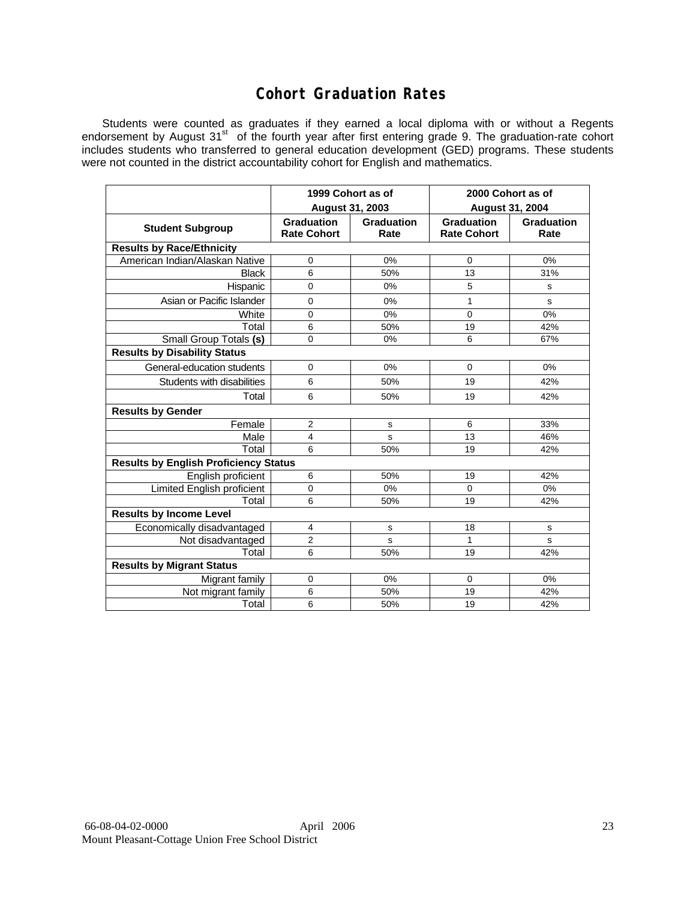# Cohort Graduation Rates

Students were counted as graduates if they earned a local diploma with or without a Regents endorsement by August 31st of the fourth year after first entering grade 9. The graduation-rate cohort includes students who transferred to general education development (GED) programs. These students were not counted in the district accountability cohort for English and mathematics.

| | 1999 Cohort as of August 31, 2003 | | 2000 Cohort as of August 31, 2004 | |
|---|---|---|---|---|
| **Student Subgroup** | **Graduation Rate Cohort** | **Graduation Rate** | **Graduation Rate Cohort** | **Graduation Rate** |
| **Results by Race/Ethnicity** | | | | |
| American Indian/Alaskan Native | 0 | 0% | 0 | 0% |
| Black | 6 | 50% | 13 | 31% |
| Hispanic | 0 | 0% | 5 | s |
| Asian or Pacific Islander | 0 | 0% | 1 | s |
| White | 0 | 0% | 0 | 0% |
| Total | 6 | 50% | 19 | 42% |
| Small Group Totals **(s)** | 0 | 0% | 6 | 67% |
| **Results by Disability Status** | | | | |
| General-education students | 0 | 0% | 0 | 0% |
| Students with disabilities | 6 | 50% | 19 | 42% |
| Total | 6 | 50% | 19 | 42% |
| **Results by Gender** | | | | |
| Female | 2 | s | 6 | 33% |
| Male | 4 | s | 13 | 46% |
| Total | 6 | 50% | 19 | 42% |
| **Results by English Proficiency Status** | | | | |
| English proficient | 6 | 50% | 19 | 42% |
| Limited English proficient | 0 | 0% | 0 | 0% |
| Total | 6 | 50% | 19 | 42% |
| **Results by Income Level** | | | | |
| Economically disadvantaged | 4 | s | 18 | s |
| Not disadvantaged | 2 | s | 1 | s |
| Total | 6 | 50% | 19 | 42% |
| **Results by Migrant Status** | | | | |
| Migrant family | 0 | 0% | 0 | 0% |
| Not migrant family | 6 | 50% | 19 | 42% |
| Total | 6 | 50% | 19 | 42% |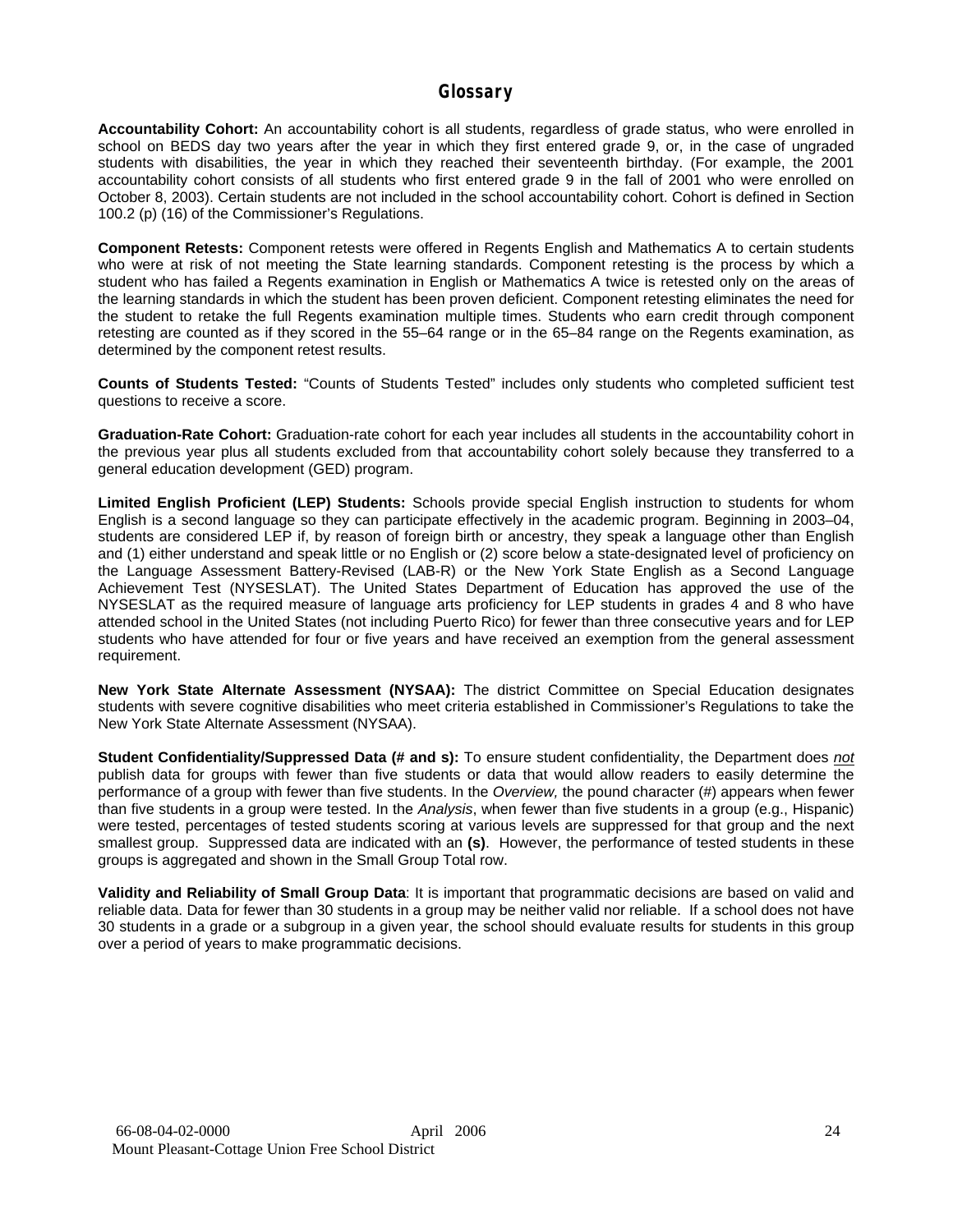# Glossary

**Accountability Cohort:** An accountability cohort is all students, regardless of grade status, who were enrolled in school on BEDS day two years after the year in which they first entered grade 9, or, in the case of ungraded students with disabilities, the year in which they reached their seventeenth birthday. (For example, the 2001 accountability cohort consists of all students who first entered grade 9 in the fall of 2001 who were enrolled on October 8, 2003). Certain students are not included in the school accountability cohort. Cohort is defined in Section 100.2 (p) (16) of the Commissioner's Regulations.

**Component Retests:** Component retests were offered in Regents English and Mathematics A to certain students who were at risk of not meeting the State learning standards. Component retesting is the process by which a student who has failed a Regents examination in English or Mathematics A twice is retested only on the areas of the learning standards in which the student has been proven deficient. Component retesting eliminates the need for the student to retake the full Regents examination multiple times. Students who earn credit through component retesting are counted as if they scored in the 55–64 range or in the 65–84 range on the Regents examination, as determined by the component retest results.

**Counts of Students Tested:** "Counts of Students Tested" includes only students who completed sufficient test questions to receive a score.

**Graduation-Rate Cohort:** Graduation-rate cohort for each year includes all students in the accountability cohort in the previous year plus all students excluded from that accountability cohort solely because they transferred to a general education development (GED) program.

**Limited English Proficient (LEP) Students:** Schools provide special English instruction to students for whom English is a second language so they can participate effectively in the academic program. Beginning in 2003–04, students are considered LEP if, by reason of foreign birth or ancestry, they speak a language other than English and (1) either understand and speak little or no English or (2) score below a state-designated level of proficiency on the Language Assessment Battery-Revised (LAB-R) or the New York State English as a Second Language Achievement Test (NYSESLAT). The United States Department of Education has approved the use of the NYSESLAT as the required measure of language arts proficiency for LEP students in grades 4 and 8 who have attended school in the United States (not including Puerto Rico) for fewer than three consecutive years and for LEP students who have attended for four or five years and have received an exemption from the general assessment requirement.

**New York State Alternate Assessment (NYSAA):** The district Committee on Special Education designates students with severe cognitive disabilities who meet criteria established in Commissioner's Regulations to take the New York State Alternate Assessment (NYSAA).

**Student Confidentiality/Suppressed Data (# and s):** To ensure student confidentiality, the Department does *not* publish data for groups with fewer than five students or data that would allow readers to easily determine the performance of a group with fewer than five students. In the *Overview,* the pound character (#) appears when fewer than five students in a group were tested. In the *Analysis*, when fewer than five students in a group (e.g., Hispanic) were tested, percentages of tested students scoring at various levels are suppressed for that group and the next smallest group. Suppressed data are indicated with an **(s)**. However, the performance of tested students in these groups is aggregated and shown in the Small Group Total row.

**Validity and Reliability of Small Group Data**: It is important that programmatic decisions are based on valid and reliable data. Data for fewer than 30 students in a group may be neither valid nor reliable. If a school does not have 30 students in a grade or a subgroup in a given year, the school should evaluate results for students in this group over a period of years to make programmatic decisions.